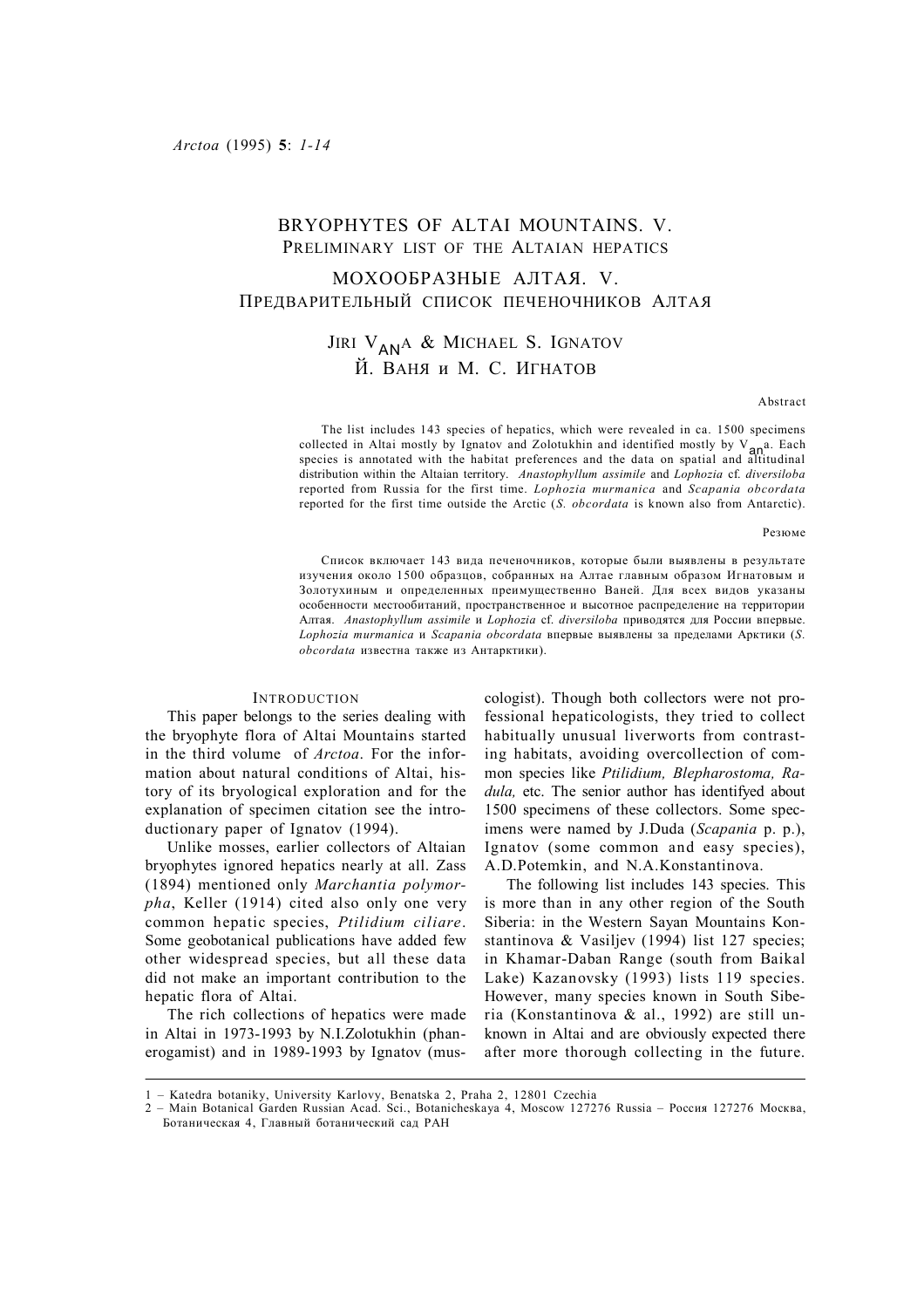# BRYOPHYTES OF ALTAI MOUNTAINS. V.
## PRELIMINARY LIST OF THE ALTAIAN HEPATICS

# МОХООБРАЗНЫЕ АЛТАЯ. V.
## ПРЕДВАРИТЕЛЬНЫЙ СПИСОК ПЕЧЕНОЧНИКОВ АЛТАЯ

JIRI VANA & MICHAEL S. IGNATOV
Й. ВАНЯ и М. С. ИГНАТОВ

### Abstract

The list includes 143 species of hepatics, which were revealed in ca. 1500 specimens collected in Altai mostly by Ignatov and Zolotukhin and identified mostly by Vana. Each species is annotated with the habitat preferences and the data on spatial and altitudinal distribution within the Altaian territory. *Anastophyllum assimile* and *Lophozia* cf. *diversiloba* reported from Russia for the first time. *Lophozia murmanica* and *Scapania obcordata* reported for the first time outside the Arctic (*S. obcordata* is known also from Antarctic).

### Резюме

Список включает 143 вида печеночников, которые были выявлены в результате изучения около 1500 образцов, собранных на Алтае главным образом Игнатовым и Золотухиным и определенных преимущественно Ваней. Для всех видов указаны особенности местообитаний, пространственное и высотное распределение на территории Алтая. *Anastophyllum assimile* и *Lophozia* cf. *diversiloba* приводятся для России впервые. *Lophozia murmanica* и *Scapania obcordata* впервые выявлены за пределами Арктики (*S. obcordata* известна также из Антарктики).

## INTRODUCTION

This paper belongs to the series dealing with the bryophyte flora of Altai Mountains started in the third volume of *Arctoa*. For the information about natural conditions of Altai, history of its bryological exploration and for the explanation of specimen citation see the introductionary paper of Ignatov (1994).

Unlike mosses, earlier collectors of Altaian bryophytes ignored hepatics nearly at all. Zass (1894) mentioned only *Marchantia polymorpha*, Keller (1914) cited also only one very common hepatic species, *Ptilidium ciliare*. Some geobotanical publications have added few other widespread species, but all these data did not make an important contribution to the hepatic flora of Altai.

The rich collections of hepatics were made in Altai in 1973-1993 by N.I.Zolotukhin (phanerogamist) and in 1989-1993 by Ignatov (muscologist). Though both collectors were not professional hepaticologists, they tried to collect habitually unusual liverworts from contrasting habitats, avoiding overcollection of common species like *Ptilidium, Blepharostoma, Radula,* etc. The senior author has identifyed about 1500 specimens of these collectors. Some specimens were named by J.Duda (*Scapania* p. p.), Ignatov (some common and easy species), A.D.Potemkin, and N.A.Konstantinova.

The following list includes 143 species. This is more than in any other region of the South Siberia: in the Western Sayan Mountains Konstantinova & Vasiljev (1994) list 127 species; in Khamar-Daban Range (south from Baikal Lake) Kazanovsky (1993) lists 119 species. However, many species known in South Siberia (Konstantinova & al., 1992) are still unknown in Altai and are obviously expected there after more thorough collecting in the future.

---

1 – Katedra botaniky, University Karlovy, Benatska 2, Praha 2, 12801 Czechia
2 – Main Botanical Garden Russian Acad. Sci., Botanicheskaya 4, Moscow 127276 Russia – Россия 127276 Москва, Ботаническая 4, Главный ботанический сад РАН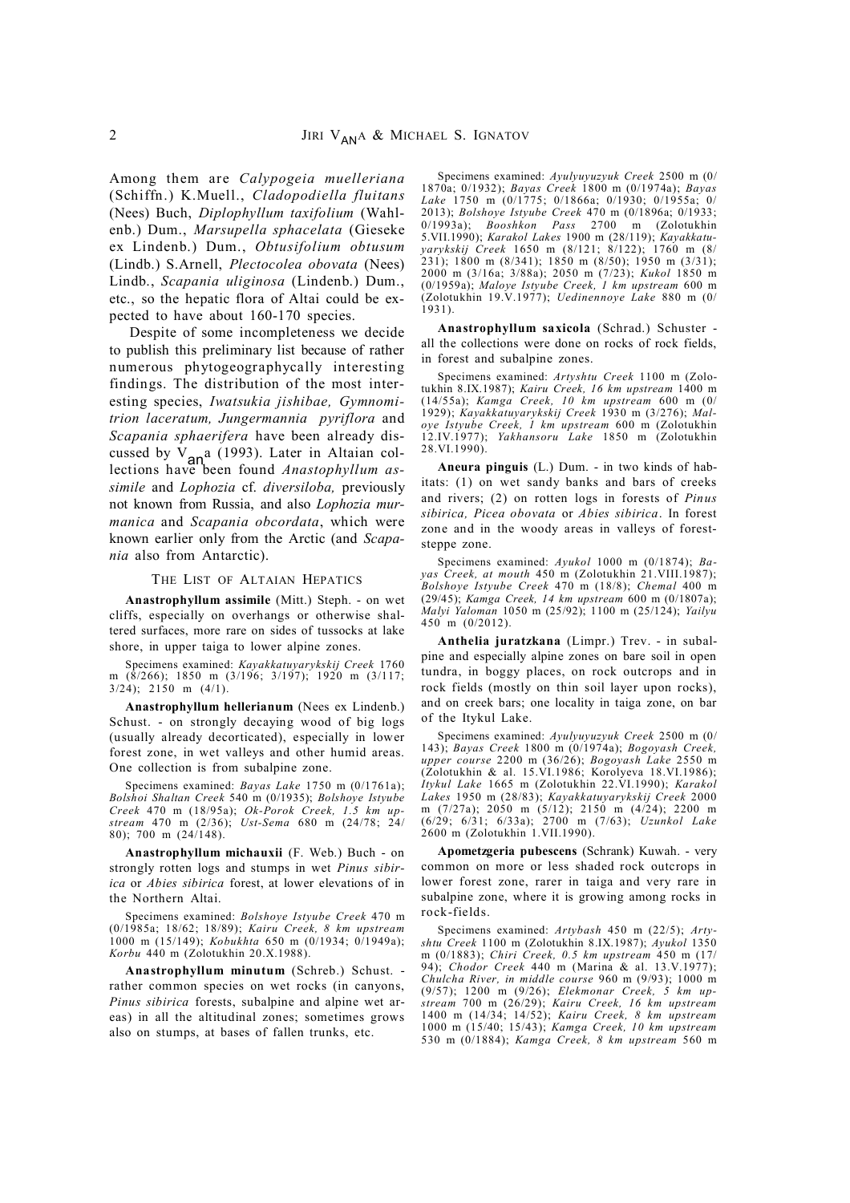Among them are *Calypogeia muelleriana* (Schiffn.) K.Muell., *Cladopodiella fluitans* (Nees) Buch, *Diplophyllum taxifolium* (Wahlenb.) Dum., *Marsupella sphacelata* (Gieseke ex Lindenb.) Dum., *Obtusifolium obtusum* (Lindb.) S.Arnell, *Plectocolea obovata* (Nees) Lindb., *Scapania uliginosa* (Lindenb.) Dum., etc., so the hepatic flora of Altai could be expected to have about 160-170 species.

Despite of some incompleteness we decide to publish this preliminary list because of rather numerous phytogeographycally interesting findings. The distribution of the most interesting species, *Iwatsukia jishibae, Gymnomitrion laceratum, Jungermannia pyriflora* and *Scapania sphaerifera* have been already discussed by Vana (1993). Later in Altaian collections have been found *Anastrophyllum assimile* and *Lophozia* cf. *diversiloba,* previously not known from Russia, and also *Lophozia murmanica* and *Scapania obcordata*, which were known earlier only from the Arctic (and *Scapania* also from Antarctic).

## THE LIST OF ALTAIAN HEPATICS

**Anastrophyllum assimile** (Mitt.) Steph. - on wet cliffs, especially on overhangs or otherwise shaltered surfaces, more rare on sides of tussocks at lake shore, in upper taiga to lower alpine zones.

Specimens examined: *Kayakkatuyarykskij Creek* 1760 m (8/266); 1850 m (3/196; 3/197); 1920 m (3/117; 3/24); 2150 m (4/1).

**Anastrophyllum hellerianum** (Nees ex Lindenb.) Schust. - on strongly decaying wood of big logs (usually already decorticated), especially in lower forest zone, in wet valleys and other humid areas. One collection is from subalpine zone.

Specimens examined: *Bayas Lake* 1750 m (0/1761a); *Bolshoi Shaltan Creek* 540 m (0/1935); *Bolshoye Istyube Creek* 470 m (18/95a); *Ok-Porok Creek, 1.5 km upstream* 470 m (2/36); *Ust-Sema* 680 m (24/78; 24/80); 700 m (24/148).

**Anastrophyllum michauxii** (F. Web.) Buch - on strongly rotten logs and stumps in wet *Pinus sibirica* or *Abies sibirica* forest, at lower elevations of in the Northern Altai.

Specimens examined: *Bolshoye Istyube Creek* 470 m (0/1985a; 18/62; 18/89); *Kairu Creek, 8 km upstream* 1000 m (15/149); *Kobukhta* 650 m (0/1934; 0/1949a); *Korbu* 440 m (Zolotukhin 20.X.1988).

**Anastrophyllum minutum** (Schreb.) Schust. - rather common species on wet rocks (in canyons, *Pinus sibirica* forests, subalpine and alpine wet areas) in all the altitudinal zones; sometimes grows also on stumps, at bases of fallen trunks, etc.

Specimens examined: *Ayulyuyuzyuk Creek* 2500 m (0/1870a; 0/1932); *Bayas Creek* 1800 m (0/1974a); *Bayas Lake* 1750 m (0/1775; 0/1866a; 0/1930; 0/1955a; 0/2013); *Bolshoye Istyube Creek* 470 m (0/1896a; 0/1933; 0/1993a); *Booshkon Pass* 2700 m (Zolotukhin 5.VII.1990); *Karakol Lakes* 1900 m (28/119); *Kayakkatuyarykskij Creek* 1650 m (8/121; 8/122); 1760 m (8/231); 1800 m (8/341); 1850 m (8/50); 1950 m (3/31); 2000 m (3/16a; 3/88a); 2050 m (7/23); *Kukol* 1850 m (0/1959a); *Maloye Istyube Creek, 1 km upstream* 600 m (Zolotukhin 19.V.1977); *Uedinennoye Lake* 880 m (0/1931).

**Anastrophyllum saxicola** (Schrad.) Schuster - all the collections were done on rocks of rock fields, in forest and subalpine zones.

Specimens examined: *Artyshtu Creek* 1100 m (Zolotukhin 8.IX.1987); *Kairu Creek, 16 km upstream* 1400 m (14/55a); *Kamga Creek, 10 km upstream* 600 m (0/1929); *Kayakkatuyarykskij Creek* 1930 m (3/276); *Maloye Istyube Creek, 1 km upstream* 600 m (Zolotukhin 12.IV.1977); *Yakhansoru Lake* 1850 m (Zolotukhin 28.VI.1990).

**Aneura pinguis** (L.) Dum. - in two kinds of habitats: (1) on wet sandy banks and bars of creeks and rivers; (2) on rotten logs in forests of *Pinus sibirica, Picea obovata* or *Abies sibirica*. In forest zone and in the woody areas in valleys of forest-steppe zone.

Specimens examined: *Ayukol* 1000 m (0/1874); *Bayas Creek, at mouth* 450 m (Zolotukhin 21.VIII.1987); *Bolshoye Istyube Creek* 470 m (18/8); *Chemal* 400 m (29/45); *Kamga Creek, 14 km upstream* 600 m (0/1807a); *Malyi Yaloman* 1050 m (25/92); 1100 m (25/124); *Yailyu* 450 m (0/2012).

**Anthelia juratzkana** (Limpr.) Trev. - in subalpine and especially alpine zones on bare soil in open tundra, in boggy places, on rock outcrops and in rock fields (mostly on thin soil layer upon rocks), and on creek bars; one locality in taiga zone, on bar of the Itykul Lake.

Specimens examined: *Ayulyuyuzyuk Creek* 2500 m (0/143); *Bayas Creek* 1800 m (0/1974a); *Bogoyash Creek, upper course* 2200 m (36/26); *Bogoyash Lake* 2550 m (Zolotukhin & al. 15.VI.1986; Korolyeva 18.VI.1986); *Itykul Lake* 1665 m (Zolotukhin 22.VI.1990); *Karakol Lakes* 1950 m (28/83); *Kayakkatuyarykskij Creek* 2000 m (7/27a); 2050 m (5/12); 2150 m (4/24); 2200 m (6/29; 6/31; 6/33a); 2700 m (7/63); *Uzunkol Lake* 2600 m (Zolotukhin 1.VII.1990).

**Apometzgeria pubescens** (Schrank) Kuwah. - very common on more or less shaded rock outcrops in lower forest zone, rarer in taiga and very rare in subalpine zone, where it is growing among rocks in rock-fields.

Specimens examined: *Artybash* 450 m (22/5); *Artyshtu Creek* 1100 m (Zolotukhin 8.IX.1987); *Ayukol* 1350 m (0/1883); *Chiri Creek, 0.5 km upstream* 450 m (17/94); *Chodor Creek* 440 m (Marina & al. 13.V.1977); *Chulcha River, in middle course* 960 m (9/93); 1000 m (9/57); 1200 m (9/26); *Elekmonar Creek, 5 km upstream* 700 m (26/29); *Kairu Creek, 16 km upstream* 1400 m (14/34; 14/52); *Kairu Creek, 8 km upstream* 1000 m (15/40; 15/43); *Kamga Creek, 10 km upstream* 530 m (0/1884); *Kamga Creek, 8 km upstream* 560 m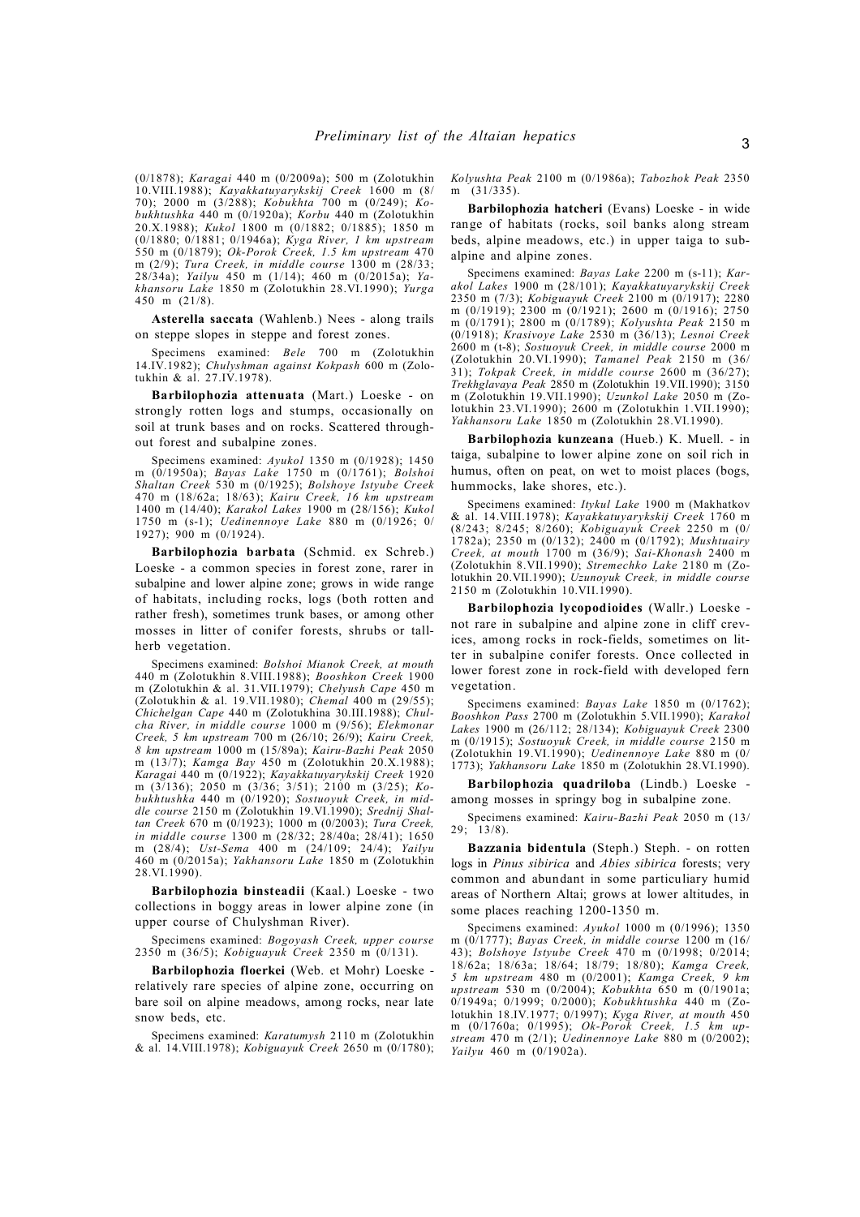(0/1878); *Karagai* 440 m (0/2009a); 500 m (Zolotukhin 10.VIII.1988); *Kayakkatuyarykskij Creek* 1600 m (8/70); 2000 m (3/288); *Kobukhta* 700 m (0/249); *Kobukhtushka* 440 m (0/1920a); *Korbu* 440 m (Zolotukhin 20.X.1988); *Kukol* 1800 m (0/1882; 0/1885); 1850 m (0/1880; 0/1881; 0/1946a); *Kyga River, 1 km upstream* 550 m (0/1879); *Ok-Porok Creek, 1.5 km upstream* 470 m (2/9); *Tura Creek, in middle course* 1300 m (28/33; 28/34a); *Yailyu* 450 m (1/14); 460 m (0/2015a); *Yakhansoru Lake* 1850 m (Zolotukhin 28.VI.1990); *Yurga* 450 m (21/8).

**Asterella saccata** (Wahlenb.) Nees - along trails on steppe slopes in steppe and forest zones.

Specimens examined: *Bele* 700 m (Zolotukhin 14.IV.1982); *Chulyshman against Kokpash* 600 m (Zolotukhin & al. 27.IV.1978).

**Barbilophozia attenuata** (Mart.) Loeske - on strongly rotten logs and stumps, occasionally on soil at trunk bases and on rocks. Scattered throughout forest and subalpine zones.

Specimens examined: *Ayukol* 1350 m (0/1928); 1450 m (0/1950a); *Bayas Lake* 1750 m (0/1761); *Bolshoi Shaltan Creek* 530 m (0/1925); *Bolshoye Istyube Creek* 470 m (18/62a; 18/63); *Kairu Creek, 16 km upstream* 1400 m (14/40); *Karakol Lakes* 1900 m (28/156); *Kukol* 1750 m (s-1); *Uedinennoye Lake* 880 m (0/1926; 0/1927); 900 m (0/1924).

**Barbilophozia barbata** (Schmid. ex Schreb.) Loeske - a common species in forest zone, rarer in subalpine and lower alpine zone; grows in wide range of habitats, including rocks, logs (both rotten and rather fresh), sometimes trunk bases, or among other mosses in litter of conifer forests, shrubs or tall-herb vegetation.

Specimens examined: *Bolshoi Mianok Creek, at mouth* 440 m (Zolotukhin 8.VIII.1988); *Booshkon Creek* 1900 m (Zolotukhin & al. 31.VII.1979); *Chelyush Cape* 450 m (Zolotukhin & al. 19.VII.1980); *Chemal* 400 m (29/55); *Chichelgan Cape* 440 m (Zolotukhina 30.III.1988); *Chulcha River, in middle course* 1000 m (9/56); *Elekmonar Creek, 5 km upstream* 700 m (26/10; 26/9); *Kairu Creek, 8 km upstream* 1000 m (15/89a); *Kairu-Bazhi Peak* 2050 m (13/7); *Kamga Bay* 450 m (Zolotukhin 20.X.1988); *Karagai* 440 m (0/1922); *Kayakkatuyarykskij Creek* 1920 m (3/136); 2050 m (3/36; 3/51); 2100 m (3/25); *Kobukhtushka* 440 m (0/1920); *Sostuoyuk Creek, in middle course* 2150 m (Zolotukhin 19.VI.1990); *Srednij Shaltan Creek* 670 m (0/1923); 1000 m (0/2003); *Tura Creek, in middle course* 1300 m (28/32; 28/40a; 28/41); 1650 m (28/4); *Ust-Sema* 400 m (24/109; 24/4); *Yailyu* 460 m (0/2015a); *Yakhansoru Lake* 1850 m (Zolotukhin 28.VI.1990).

**Barbilophozia binsteadii** (Kaal.) Loeske - two collections in boggy areas in lower alpine zone (in upper course of Chulyshman River).

Specimens examined: *Bogoyash Creek, upper course* 2350 m (36/5); *Kobiguayuk Creek* 2350 m (0/131).

**Barbilophozia floerkei** (Web. et Mohr) Loeske - relatively rare species of alpine zone, occurring on bare soil on alpine meadows, among rocks, near late snow beds, etc.

Specimens examined: *Karatumysh* 2110 m (Zolotukhin & al. 14.VIII.1978); *Kobiguayuk Creek* 2650 m (0/1780); *Kolyushta Peak* 2100 m (0/1986a); *Tabozhok Peak* 2350 m (31/335).

**Barbilophozia hatcheri** (Evans) Loeske - in wide range of habitats (rocks, soil banks along stream beds, alpine meadows, etc.) in upper taiga to subalpine and alpine zones.

Specimens examined: *Bayas Lake* 2200 m (s-11); *Karakol Lakes* 1900 m (28/101); *Kayakkatuyarykskij Creek* 2350 m (7/3); *Kobiguayuk Creek* 2100 m (0/1917); 2280 m (0/1919); 2300 m (0/1921); 2600 m (0/1916); 2750 m (0/1791); 2800 m (0/1789); *Kolyushta Peak* 2150 m (0/1918); *Krasivoye Lake* 2530 m (36/13); *Lesnoi Creek* 2600 m (t-8); *Sostuoyuk Creek, in middle course* 2000 m (Zolotukhin 20.VI.1990); *Tamanel Peak* 2150 m (36/31); *Tokpak Creek, in middle course* 2600 m (36/27); *Trekhglavaya Peak* 2850 m (Zolotukhin 19.VII.1990); 3150 m (Zolotukhin 23.VI.1990); 2600 m (Zolotukhin 1.VII.1990); *Uzunkol Lake* 2050 m (Zolotukhin 19.VII.1990); *Yakhansoru Lake* 1850 m (Zolotukhin 28.VI.1990).

**Barbilophozia kunzeana** (Hueb.) K. Muell. - in taiga, subalpine to lower alpine zone on soil rich in humus, often on peat, on wet to moist places (bogs, hummocks, lake shores, etc.).

Specimens examined: *Itykul Lake* 1900 m (Makhatkov & al. 14.VIII.1978); *Kayakkatuyarykskij Creek* 1760 m (8/243; 8/245; 8/260); *Kobiguayuk Creek* 2250 m (0/1782a); 2350 m (0/132); 2400 m (0/1792); *Mushtuairy Creek, at mouth* 1700 m (36/9); *Sai-Khonash* 2400 m (Zolotukhin 8.VII.1990); *Stremechko Lake* 2180 m (Zolotukhin 20.VII.1990); *Uzunoyuk Creek, in middle course* 2150 m (Zolotukhin 10.VII.1990).

**Barbilophozia lycopodioides** (Wallr.) Loeske - not rare in subalpine and alpine zone in cliff crevices, among rocks in rock-fields, sometimes on litter in subalpine conifer forests. Once collected in lower forest zone in rock-field with developed fern vegetation.

Specimens examined: *Bayas Lake* 1850 m (0/1762); *Booshkon Pass* 2700 m (Zolotukhin 5.VII.1990); *Karakol Lakes* 1900 m (26/112; 28/134); *Kobiguayuk Creek* 2300 m (0/1915); *Sostuoyuk Creek, in middle course* 2150 m (Zolotukhin 19.VI.1990); *Uedinennoye Lake* 880 m (0/1773); *Yakhansoru Lake* 1850 m (Zolotukhin 28.VI.1990).

**Barbilophozia quadriloba** (Lindb.) Loeske - among mosses in springy bog in subalpine zone.

Specimens examined: *Kairu-Bazhi Peak* 2050 m (13/29; 13/8).

**Bazzania bidentula** (Steph.) Steph. - on rotten logs in *Pinus sibirica* and *Abies sibirica* forests; very common and abundant in some particuliary humid areas of Northern Altai; grows at lower altitudes, in some places reaching 1200-1350 m.

Specimens examined: *Ayukol* 1000 m (0/1996); 1350 m (0/1777); *Bayas Creek, in middle course* 1200 m (16/43); *Bolshoye Istyube Creek* 470 m (0/1998; 0/2014; 18/62a; 18/63a; 18/64; 18/79; 18/80); *Kamga Creek, 5 km upstream* 480 m (0/2001); *Kamga Creek, 9 km upstream* 530 m (0/2004); *Kobukhta* 650 m (0/1901a; 0/1949a; 0/1999; 0/2000); *Kobukhtushka* 440 m (Zolotukhin 18.IV.1977; 0/1997); *Kyga River, at mouth* 450 m (0/1760a; 0/1995); *Ok-Porok Creek, 1.5 km upstream* 470 m (2/1); *Uedinennoye Lake* 880 m (0/2002); *Yailyu* 460 m (0/1902a).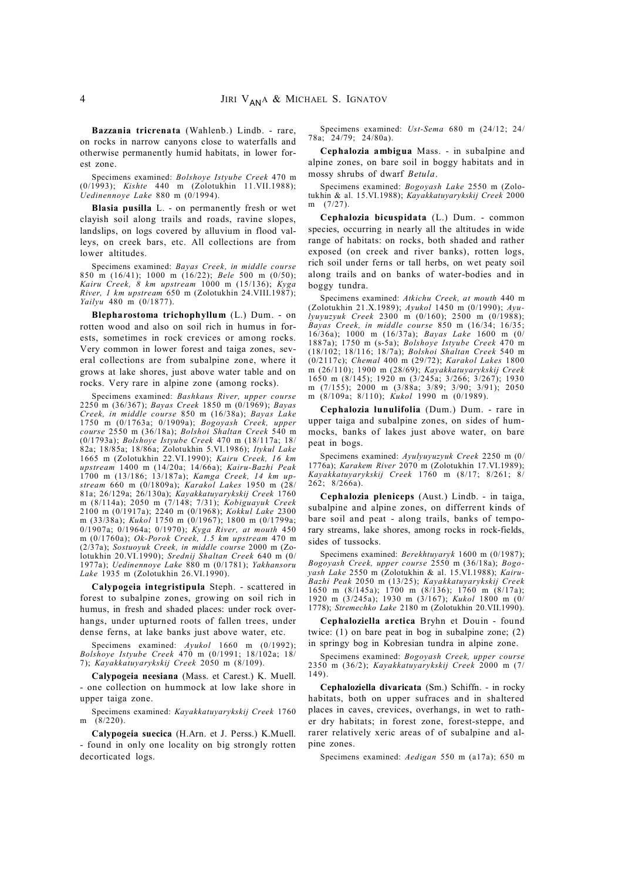**Bazzania tricrenata** (Wahlenb.) Lindb. - rare, on rocks in narrow canyons close to waterfalls and otherwise permanently humid habitats, in lower forest zone.

Specimens examined: *Bolshoye Istyube Creek* 470 m (0/1993); *Kishte* 440 m (Zolotukhin 11.VII.1988); *Uedinennoye Lake* 880 m (0/1994).

**Blasia pusilla** L. - on permanently fresh or wet clayish soil along trails and roads, ravine slopes, landslips, on logs covered by alluvium in flood valleys, on creek bars, etc. All collections are from lower altitudes.

Specimens examined: *Bayas Creek, in middle course* 850 m (16/41); 1000 m (16/22); *Bele* 500 m (0/50); *Kairu Creek, 8 km upstream* 1000 m (15/136); *Kyga River, 1 km upstream* 650 m (Zolotukhin 24.VIII.1987); *Yailyu* 480 m (0/1877).

**Blepharostoma trichophyllum** (L.) Dum. - on rotten wood and also on soil rich in humus in forests, sometimes in rock crevices or among rocks. Very common in lower forest and taiga zones, several collections are from subalpine zone, where it grows at lake shores, just above water table and on rocks. Very rare in alpine zone (among rocks).

Specimens examined: *Bashkaus River, upper course* 2250 m (36/367); *Bayas Creek* 1850 m (0/1969); *Bayas Creek, in middle course* 850 m (16/38a); *Bayas Lake* 1750 m (0/1763a; 0/1909a); *Bogoyash Creek, upper course* 2550 m (36/18a); *Bolshoi Shaltan Creek* 540 m (0/1793a); *Bolshoye Istyube Creek* 470 m (18/117a; 18/82a; 18/85a; 18/86a; Zolotukhin 5.VI.1986); *Itykul Lake* 1665 m (Zolotukhin 22.VI.1990); *Kairu Creek, 16 km upstream* 1400 m (14/20a; 14/66a); *Kairu-Bazhi Peak* 1700 m (13/186; 13/187a); *Kamga Creek, 14 km upstream* 660 m (0/1809a); *Karakol Lakes* 1950 m (28/81a; 26/129a; 26/130a); *Kayakkatuyarykskij Creek* 1760 m (8/114a); 2050 m (7/148; 7/31); *Kobiguayuk Creek* 2100 m (0/1917a); *Kokkul Lake* 2300 m (0/1968); 2240 m (33/38a); *Kukol* 1750 m (0/1967); 1800 m (0/1799a; 0/1907a; 0/1964a; 0/1970); *Kyga River, at mouth* 450 m (0/1760a); *Ok-Porok Creek, 1.5 km upstream* 470 m (2/37a); *Sostuoyuk Creek, in middle course* 2000 m (Zolotukhin 20.VI.1990); *Srednij Shaltan Creek* 640 m (0/1977a); *Uedinennoye Lake* 880 m (0/1781); *Yakhansoru Lake* 1935 m (Zolotukhin 26.VI.1990).

**Calypogeia integristipula** Steph. - scattered in forest to subalpine zones, growing on soil rich in humus, in fresh and shaded places: under rock overhangs, under upturned roots of fallen trees, under dense ferns, at lake banks just above water, etc.

Specimens examined: *Ayukol* 1660 m (0/1992); *Bolshoye Istyube Creek* 470 m (0/1991; 18/102a; 18/7); *Kayakkatuyarykskij Creek* 2050 m (8/109).

**Calypogeia neesiana** (Mass. et Carest.) K. Muell. - one collection on hummock at low lake shore in upper taiga zone.

Specimens examined: *Kayakkatuyarykskij Creek* 1760 m (8/220).

**Calypogeia suecica** (H.Arn. et J. Perss.) K.Muell. - found in only one locality on big strongly rotten decorticated logs.

Specimens examined: *Ust-Sema* 680 m (24/12; 24/78a; 24/79; 24/80a).

**Cephalozia ambigua** Mass. - in subalpine and alpine zones, on bare soil in boggy habitats and in mossy shrubs of dwarf *Betula*.

Specimens examined: *Bogoyash Lake* 2550 m (Zolotukhin & al. 15.VI.1988); *Kayakkatuyarykskij Creek* 2000 m (7/27).

**Cephalozia bicuspidata** (L.) Dum. - common species, occurring in nearly all the altitudes in wide range of habitats: on rocks, both shaded and rather exposed (on creek and river banks), rotten logs, rich soil under ferns or tall herbs, on wet peaty soil along trails and on banks of water-bodies and in boggy tundra.

Specimens examined: *Atkichu Creek, at mouth* 440 m (Zolotukhin 21.X.1989); *Ayukol* 1450 m (0/1990); *Ayulyuyuzyuk Creek* 2300 m (0/160); 2500 m (0/1988); *Bayas Creek, in middle course* 850 m (16/34; 16/35; 16/36a); 1000 m (16/37a); *Bayas Lake* 1600 m (0/1887a); 1750 m (s-5a); *Bolshoye Istyube Creek* 470 m (18/102; 18/116; 18/7a); *Bolshoi Shaltan Creek* 540 m (0/2117c); *Chemal* 400 m (29/72); *Karakol Lakes* 1800 m (26/110); 1900 m (28/69); *Kayakkatuyarykskij Creek* 1650 m (8/145); 1920 m (3/245a; 3/266; 3/267); 1930 m (7/155); 2000 m (3/88a; 3/89; 3/90; 3/91); 2050 m (8/109a; 8/110); *Kukol* 1990 m (0/1989).

**Cephalozia lunulifolia** (Dum.) Dum. - rare in upper taiga and subalpine zones, on sides of hummocks, banks of lakes just above water, on bare peat in bogs.

Specimens examined: *Ayulyuyuzyuk Creek* 2250 m (0/1776a); *Karakem River* 2070 m (Zolotukhin 17.VI.1989); *Kayakkatuyarykskij Creek* 1760 m (8/17; 8/261; 8/262; 8/266a).

**Cephalozia pleniceps** (Aust.) Lindb. - in taiga, subalpine and alpine zones, on differrent kinds of bare soil and peat - along trails, banks of temporary streams, lake shores, among rocks in rock-fields, sides of tussocks.

Specimens examined: *Berekhtuyaryk* 1600 m (0/1987); *Bogoyash Creek, upper course* 2550 m (36/18a); *Bogoyash Lake* 2550 m (Zolotukhin & al. 15.VI.1988); *Kairu-Bazhi Peak* 2050 m (13/25); *Kayakkatuyarykskij Creek* 1650 m (8/145a); 1700 m (8/136); 1760 m (8/17a); 1920 m (3/245a); 1930 m (3/167); *Kukol* 1800 m (0/1778); *Stremechko Lake* 2180 m (Zolotukhin 20.VII.1990).

**Cephaloziella arctica** Bryhn et Douin - found twice: (1) on bare peat in bog in subalpine zone; (2) in springy bog in Kobresian tundra in alpine zone.

Specimens examined: *Bogoyash Creek, upper course* 2350 m (36/2); *Kayakkatuyarykskij Creek* 2000 m (7/149).

**Cephaloziella divaricata** (Sm.) Schiffn. - in rocky habitats, both on upper sufraces and in sheltered places in caves, crevices, overhangs, in wet to rather dry habitats; in forest zone, forest-steppe, and rarer relatively xeric areas of of subalpine and alpine zones.

Specimens examined: *Aedigan* 550 m (a17a); 650 m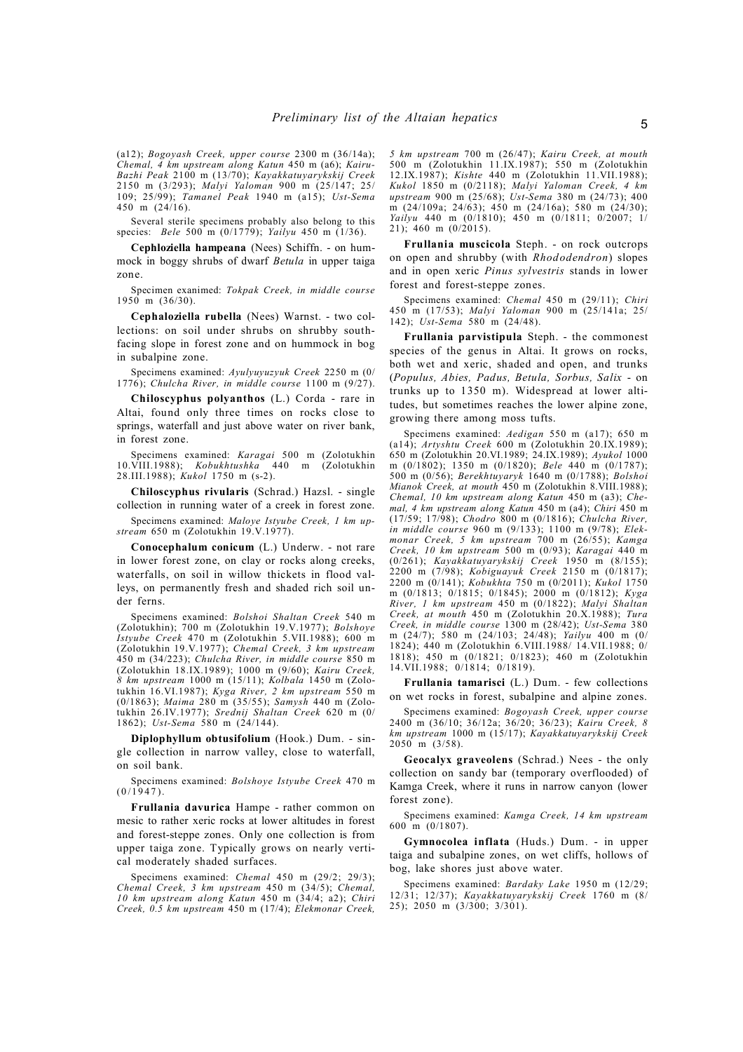(a12); *Bogoyash Creek, upper course* 2300 m (36/14a); *Chemal, 4 km upstream along Katun* 450 m (a6); *Kairu-Bazhi Peak* 2100 m (13/70); *Kayakkatuyarykskij Creek* 2150 m (3/293); *Malyi Yaloman* 900 m (25/147; 25/109; 25/99); *Tamanel Peak* 1940 m (a15); *Ust-Sema* 450 m (24/16).

Several sterile specimens probably also belong to this species: *Bele* 500 m (0/1779); *Yailyu* 450 m (1/36).

**Cephloziella hampeana** (Nees) Schiffn. - on hummock in boggy shrubs of dwarf *Betula* in upper taiga zone.

Specimen exanimed: *Tokpak Creek, in middle course* 1950 m (36/30).

**Cephaloziella rubella** (Nees) Warnst. - two collections: on soil under shrubs on shrubby south-facing slope in forest zone and on hummock in bog in subalpine zone.

Specimens examined: *Ayulyuyuzyuk Creek* 2250 m (0/1776); *Chulcha River, in middle course* 1100 m (9/27).

**Chiloscyphus polyanthos** (L.) Corda - rare in Altai, found only three times on rocks close to springs, waterfall and just above water on river bank, in forest zone.

Specimens examined: *Karagai* 500 m (Zolotukhin 10.VIII.1988); *Kobukhtushka* 440 m (Zolotukhin 28.III.1988); *Kukol* 1750 m (s-2).

**Chiloscyphus rivularis** (Schrad.) Hazsl. - single collection in running water of a creek in forest zone.

Specimens examined: *Maloye Istyube Creek, 1 km upstream* 650 m (Zolotukhin 19.V.1977).

**Conocephalum conicum** (L.) Underw. - not rare in lower forest zone, on clay or rocks along creeks, waterfalls, on soil in willow thickets in flood valleys, on permanently fresh and shaded rich soil under ferns.

Specimens examined: *Bolshoi Shaltan Creek* 540 m (Zolotukhin); 700 m (Zolotukhin 19.V.1977); *Bolshoye Istyube Creek* 470 m (Zolotukhin 5.VII.1988); 600 m (Zolotukhin 19.V.1977); *Chemal Creek, 3 km upstream* 450 m (34/223); *Chulcha River, in middle course* 850 m (Zolotukhin 18.IX.1989); 1000 m (9/60); *Kairu Creek, 8 km upstream* 1000 m (15/11); *Kolbala* 1450 m (Zolotukhin 16.VI.1987); *Kyga River, 2 km upstream* 550 m (0/1863); *Maima* 280 m (35/55); *Samysh* 440 m (Zolotukhin 26.IV.1977); *Srednij Shaltan Creek* 620 m (0/1862); *Ust-Sema* 580 m (24/144).

**Diplophyllum obtusifolium** (Hook.) Dum. - single collection in narrow valley, close to waterfall, on soil bank.

Specimens examined: *Bolshoye Istyube Creek* 470 m (0/1947).

**Frullania davurica** Hampe - rather common on mesic to rather xeric rocks at lower altitudes in forest and forest-steppe zones. Only one collection is from upper taiga zone. Typically grows on nearly vertical moderately shaded surfaces.

Specimens examined: *Chemal* 450 m (29/2; 29/3); *Chemal Creek, 3 km upstream* 450 m (34/5); *Chemal, 10 km upstream along Katun* 450 m (34/4; a2); *Chiri Creek, 0.5 km upstream* 450 m (17/4); *Elekmonar Creek, 5 km upstream* 700 m (26/47); *Kairu Creek, at mouth* 500 m (Zolotukhin 11.IX.1987); 550 m (Zolotukhin 12.IX.1987); *Kishte* 440 m (Zolotukhin 11.VII.1988); *Kukol* 1850 m (0/2118); *Malyi Yaloman Creek, 4 km upstream* 900 m (25/68); *Ust-Sema* 380 m (24/73); 400 m (24/109a; 24/63); 450 m (24/16a); 580 m (24/30); *Yailyu* 440 m (0/1810); 450 m (0/1811; 0/2007; 1/21); 460 m (0/2015).

**Frullania muscicola** Steph. - on rock outcrops on open and shrubby (with *Rhododendron*) slopes and in open xeric *Pinus sylvestris* stands in lower forest and forest-steppe zones.

Specimens examined: *Chemal* 450 m (29/11); *Chiri* 450 m (17/53); *Malyi Yaloman* 900 m (25/141a; 25/142); *Ust-Sema* 580 m (24/48).

**Frullania parvistipula** Steph. - the commonest species of the genus in Altai. It grows on rocks, both wet and xeric, shaded and open, and trunks (*Populus, Abies, Padus, Betula, Sorbus, Salix* - on trunks up to 1350 m). Widespread at lower altitudes, but sometimes reaches the lower alpine zone, growing there among moss tufts.

Specimens examined: *Aedigan* 550 m (a17); 650 m (a14); *Artyshtu Creek* 600 m (Zolotukhin 20.IX.1989); 650 m (Zolotukhin 20.VI.1989; 24.IX.1989); *Ayukol* 1000 m (0/1802); 1350 m (0/1820); *Bele* 440 m (0/1787); 500 m (0/56); *Berekhtuyaryk* 1640 m (0/1788); *Bolshoi Mianok Creek, at mouth* 450 m (Zolotukhin 8.VIII.1988); *Chemal, 10 km upstream along Katun* 450 m (a3); *Chemal, 4 km upstream along Katun* 450 m (a4); *Chiri* 450 m (17/59; 17/98); *Chodro* 800 m (0/1816); *Chulcha River, in middle course* 960 m (9/133); 1100 m (9/78); *Elekmonar Creek, 5 km upstream* 700 m (26/55); *Kamga Creek, 10 km upstream* 500 m (0/93); *Karagai* 440 m (0/261); *Kayakkatuyarykskij Creek* 1950 m (8/155); 2200 m (7/98); *Kobiguayuk Creek* 2150 m (0/1817); 2200 m (0/141); *Kobukhta* 750 m (0/2011); *Kukol* 1750 m (0/1813; 0/1815; 0/1845); 2000 m (0/1812); *Kyga River, 1 km upstream* 450 m (0/1822); *Malyi Shaltan Creek, at mouth* 450 m (Zolotukhin 20.X.1988); *Tura Creek, in middle course* 1300 m (28/42); *Ust-Sema* 380 m (24/7); 580 m (24/103; 24/48); *Yailyu* 400 m (0/1824); 440 m (Zolotukhin 6.VIII.1988/ 14.VII.1988; 0/1818); 450 m (0/1821; 0/1823); 460 m (Zolotukhin 14.VII.1988; 0/1814; 0/1819).

**Frullania tamarisci** (L.) Dum. - few collections on wet rocks in forest, subalpine and alpine zones.

Specimens examined: *Bogoyash Creek, upper course* 2400 m (36/10; 36/12a; 36/20; 36/23); *Kairu Creek, 8 km upstream* 1000 m (15/17); *Kayakkatuyarykskij Creek* 2050 m (3/58).

**Geocalyx graveolens** (Schrad.) Nees - the only collection on sandy bar (temporary overflooded) of Kamga Creek, where it runs in narrow canyon (lower forest zone).

Specimens examined: *Kamga Creek, 14 km upstream* 600 m (0/1807).

**Gymnocolea inflata** (Huds.) Dum. - in upper taiga and subalpine zones, on wet cliffs, hollows of bog, lake shores just above water.

Specimens examined: *Bardaky Lake* 1950 m (12/29; 12/31; 12/37); *Kayakkatuyarykskij Creek* 1760 m (8/25); 2050 m (3/300; 3/301).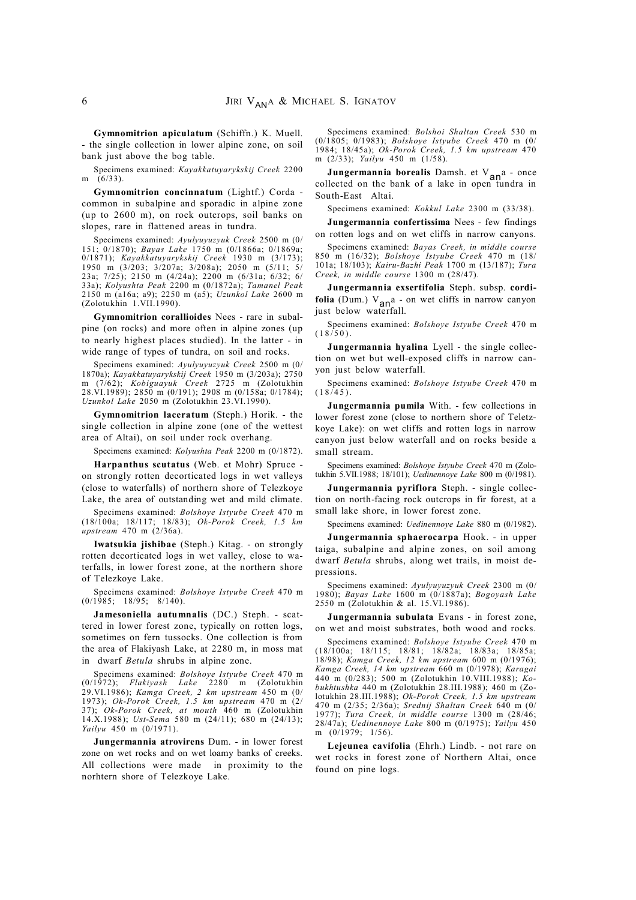**Gymnomitrion apiculatum** (Schiffn.) K. Muell. - the single collection in lower alpine zone, on soil bank just above the bog table.

Specimens examined: *Kayakkatuyarykskij Creek* 2200 m (6/33).

**Gymnomitrion concinnatum** (Lightf.) Corda - common in subalpine and sporadic in alpine zone (up to 2600 m), on rock outcrops, soil banks on slopes, rare in flattened areas in tundra.

Specimens examined: *Ayulyuyuzyuk Creek* 2500 m (0/151; 0/1870); *Bayas Lake* 1750 m (0/1866a; 0/1869a; 0/1871); *Kayakkatuyarykskij Creek* 1930 m (3/173); 1950 m (3/203; 3/207a; 3/208a); 2050 m (5/11; 5/23a; 7/25); 2150 m (4/24a); 2200 m (6/31a; 6/32; 6/33a); *Kolyushta Peak* 2200 m (0/1872a); *Tamanel Peak* 2150 m (a16a; a9); 2250 m (a5); *Uzunkol Lake* 2600 m (Zolotukhin 1.VII.1990).

**Gymnomitrion corallioides** Nees - rare in subalpine (on rocks) and more often in alpine zones (up to nearly highest places studied). In the latter - in wide range of types of tundra, on soil and rocks.

Specimens examined: *Ayulyuyuzyuk Creek* 2500 m (0/1870a); *Kayakkatuyarykskij Creek* 1950 m (3/203a); 2750 m (7/62); *Kobiguayuk Creek* 2725 m (Zolotukhin 28.VI.1989); 2850 m (0/191); 2908 m (0/158a; 0/1784); *Uzunkol Lake* 2050 m (Zolotukhin 23.VI.1990).

**Gymnomitrion laceratum** (Steph.) Horik. - the single collection in alpine zone (one of the wettest area of Altai), on soil under rock overhang.

Specimens examined: *Kolyushta Peak* 2200 m (0/1872).

**Harpanthus scutatus** (Web. et Mohr) Spruce - on strongly rotten decorticated logs in wet valleys (close to waterfalls) of northern shore of Telezkoye Lake, the area of outstanding wet and mild climate.

Specimens examined: *Bolshoye Istyube Creek* 470 m (18/100a; 18/117; 18/83); *Ok-Porok Creek, 1.5 km upstream* 470 m (2/36a).

**Iwatsukia jishibae** (Steph.) Kitag. - on strongly rotten decorticated logs in wet valley, close to waterfalls, in lower forest zone, at the northern shore of Telezkoye Lake.

Specimens examined: *Bolshoye Istyube Creek* 470 m (0/1985; 18/95; 8/140).

**Jamesoniella autumnalis** (DC.) Steph. - scattered in lower forest zone, typically on rotten logs, sometimes on fern tussocks. One collection is from the area of Flakiyash Lake, at 2280 m, in moss mat in dwarf *Betula* shrubs in alpine zone.

Specimens examined: *Bolshoye Istyube Creek* 470 m (0/1972); *Flakiyash Lake* 2280 m (Zolotukhin 29.VI.1986); *Kamga Creek, 2 km upstream* 450 m (0/1973); *Ok-Porok Creek, 1.5 km upstream* 470 m (2/37); *Ok-Porok Creek, at mouth* 460 m (Zolotukhin 14.X.1988); *Ust-Sema* 580 m (24/11); 680 m (24/13); *Yailyu* 450 m (0/1971).

**Jungermannia atrovirens** Dum. - in lower forest zone on wet rocks and on wet loamy banks of creeks. All collections were made in proximity to the norhtern shore of Telezkoye Lake.

Specimens examined: *Bolshoi Shaltan Creek* 530 m (0/1805; 0/1983); *Bolshoye Istyube Creek* 470 m (0/1984; 18/45a); *Ok-Porok Creek, 1.5 km upstream* 470 m (2/33); *Yailyu* 450 m (1/58).

**Jungermannia borealis** Damsh. et Vana - once collected on the bank of a lake in open tundra in South-East Altai.

Specimens examined: *Kokkul Lake* 2300 m (33/38).

**Jungermannia confertissima** Nees - few findings on rotten logs and on wet cliffs in narrow canyons.

Specimens examined: *Bayas Creek, in middle course* 850 m (16/32); *Bolshoye Istyube Creek* 470 m (18/101a; 18/103); *Kairu-Bazhi Peak* 1700 m (13/187); *Tura Creek, in middle course* 1300 m (28/47).

**Jungermannia exsertifolia** Steph. subsp. **cordifolia** (Dum.) Vana - on wet cliffs in narrow canyon just below waterfall.

Specimens examined: *Bolshoye Istyube Creek* 470 m (18/50).

**Jungermannia hyalina** Lyell - the single collection on wet but well-exposed cliffs in narrow canyon just below waterfall.

Specimens examined: *Bolshoye Istyube Creek* 470 m (18/45).

**Jungermannia pumila** With. - few collections in lower forest zone (close to northern shore of Teletzkoye Lake): on wet cliffs and rotten logs in narrow canyon just below waterfall and on rocks beside a small stream.

Specimens examined: *Bolshoye Istyube Creek* 470 m (Zolotukhin 5.VII.1988; 18/101); *Uedinennoye Lake* 800 m (0/1981).

**Jungermannia pyriflora** Steph. - single collection on north-facing rock outcrops in fir forest, at a small lake shore, in lower forest zone.

Specimens examined: *Uedinennoye Lake* 880 m (0/1982).

**Jungermannia sphaerocarpa** Hook. - in upper taiga, subalpine and alpine zones, on soil among dwarf *Betula* shrubs, along wet trails, in moist depressions.

Specimens examined: *Ayulyuyuzyuk Creek* 2300 m (0/1980); *Bayas Lake* 1600 m (0/1887a); *Bogoyash Lake* 2550 m (Zolotukhin & al. 15.VI.1986).

**Jungermannia subulata** Evans - in forest zone, on wet and moist substrates, both wood and rocks.

Specimens examined: *Bolshoye Istyube Creek* 470 m (18/100a; 18/115; 18/81; 18/82a; 18/83a; 18/85a; 18/98); *Kamga Creek, 12 km upstream* 600 m (0/1976); *Kamga Creek, 14 km upstream* 660 m (0/1978); *Karagai* 440 m (0/283); 500 m (Zolotukhin 10.VIII.1988); *Kobukhtushka* 440 m (Zolotukhin 28.III.1988); 460 m (Zolotukhin 28.III.1988); *Ok-Porok Creek, 1.5 km upstream* 470 m (2/35; 2/36a); *Srednij Shaltan Creek* 640 m (0/1977); *Tura Creek, in middle course* 1300 m (28/46; 28/47a); *Uedinennoye Lake* 800 m (0/1975); *Yailyu* 450 m (0/1979; 1/56).

**Lejeunea cavifolia** (Ehrh.) Lindb. - not rare on wet rocks in forest zone of Northern Altai, once found on pine logs.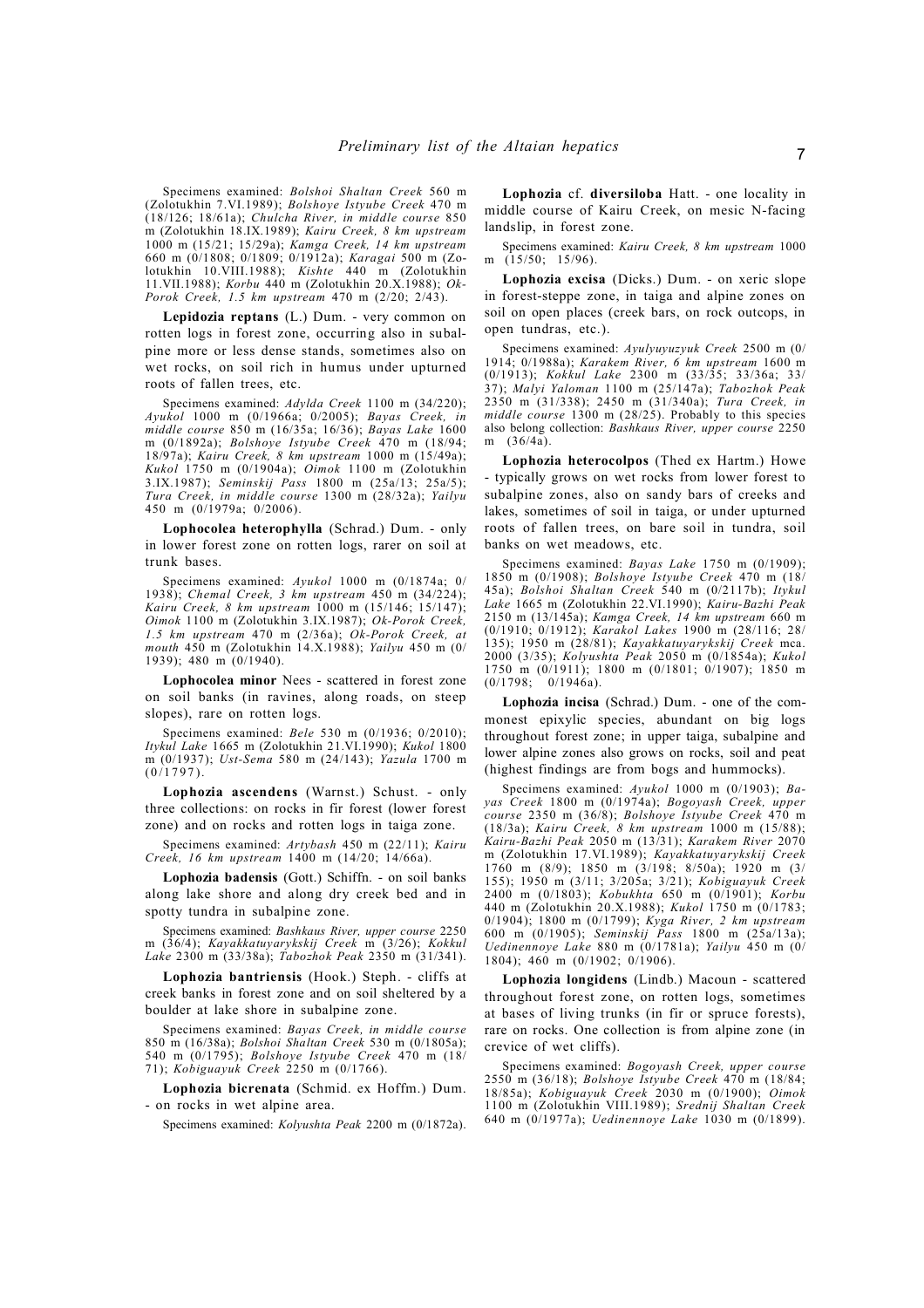Specimens examined: *Bolshoi Shaltan Creek* 560 m (Zolotukhin 7.VI.1989); *Bolshoye Istyube Creek* 470 m (18/126; 18/61a); *Chulcha River, in middle course* 850 m (Zolotukhin 18.IX.1989); *Kairu Creek, 8 km upstream* 1000 m (15/21; 15/29a); *Kamga Creek, 14 km upstream* 660 m (0/1808; 0/1809; 0/1912a); *Karagai* 500 m (Zolotukhin 10.VIII.1988); *Kishte* 440 m (Zolotukhin 11.VII.1988); *Korbu* 440 m (Zolotukhin 20.X.1988); *Ok-Porok Creek, 1.5 km upstream* 470 m (2/20; 2/43).

**Lepidozia reptans** (L.) Dum. - very common on rotten logs in forest zone, occurring also in subalpine more or less dense stands, sometimes also on wet rocks, on soil rich in humus under upturned roots of fallen trees, etc.

Specimens examined: *Adylda Creek* 1100 m (34/220); *Ayukol* 1000 m (0/1966a; 0/2005); *Bayas Creek, in middle course* 850 m (16/35a; 16/36); *Bayas Lake* 1600 m (0/1892a); *Bolshoye Istyube Creek* 470 m (18/94; 18/97a); *Kairu Creek, 8 km upstream* 1000 m (15/49a); *Kukol* 1750 m (0/1904a); *Oimok* 1100 m (Zolotukhin 3.IX.1987); *Seminskij Pass* 1800 m (25a/13; 25a/5); *Tura Creek, in middle course* 1300 m (28/32a); *Yailyu* 450 m (0/1979a; 0/2006).

**Lophocolea heterophylla** (Schrad.) Dum. - only in lower forest zone on rotten logs, rarer on soil at trunk bases.

Specimens examined: *Ayukol* 1000 m (0/1874a; 0/1938); *Chemal Creek, 3 km upstream* 450 m (34/224); *Kairu Creek, 8 km upstream* 1000 m (15/146; 15/147); *Oimok* 1100 m (Zolotukhin 3.IX.1987); *Ok-Porok Creek, 1.5 km upstream* 470 m (2/36a); *Ok-Porok Creek, at mouth* 450 m (Zolotukhin 14.X.1988); *Yailyu* 450 m (0/1939); 480 m (0/1940).

**Lophocolea minor** Nees - scattered in forest zone on soil banks (in ravines, along roads, on steep slopes), rare on rotten logs.

Specimens examined: *Bele* 530 m (0/1936; 0/2010); *Itykul Lake* 1665 m (Zolotukhin 21.VI.1990); *Kukol* 1800 m (0/1937); *Ust-Sema* 580 m (24/143); *Yazula* 1700 m (0/1797).

**Lophozia ascendens** (Warnst.) Schust. - only three collections: on rocks in fir forest (lower forest zone) and on rocks and rotten logs in taiga zone.

Specimens examined: *Artybash* 450 m (22/11); *Kairu Creek, 16 km upstream* 1400 m (14/20; 14/66a).

**Lophozia badensis** (Gott.) Schiffn. - on soil banks along lake shore and along dry creek bed and in spotty tundra in subalpine zone.

Specimens examined: *Bashkaus River, upper course* 2250 m (36/4); *Kayakkatuyarykskij Creek* m (3/26); *Kokkul Lake* 2300 m (33/38a); *Tabozhok Peak* 2350 m (31/341).

**Lophozia bantriensis** (Hook.) Steph. - cliffs at creek banks in forest zone and on soil sheltered by a boulder at lake shore in subalpine zone.

Specimens examined: *Bayas Creek, in middle course* 850 m (16/38a); *Bolshoi Shaltan Creek* 530 m (0/1805a); 540 m (0/1795); *Bolshoye Istyube Creek* 470 m (18/71); *Kobiguayuk Creek* 2250 m (0/1766).

**Lophozia bicrenata** (Schmid. ex Hoffm.) Dum. - on rocks in wet alpine area.

Specimens examined: *Kolyushta Peak* 2200 m (0/1872a).

**Lophozia** cf. **diversiloba** Hatt. - one locality in middle course of Kairu Creek, on mesic N-facing landslip, in forest zone.

Specimens examined: *Kairu Creek, 8 km upstream* 1000 m (15/50; 15/96).

**Lophozia excisa** (Dicks.) Dum. - on xeric slope in forest-steppe zone, in taiga and alpine zones on soil on open places (creek bars, on rock outcops, in open tundras, etc.).

Specimens examined: *Ayulyuyuzyuk Creek* 2500 m (0/1914; 0/1988a); *Karakem River, 6 km upstream* 1600 m (0/1913); *Kokkul Lake* 2300 m (33/35; 33/36a; 33/37); *Malyi Yaloman* 1100 m (25/147a); *Tabozhok Peak* 2350 m (31/338); 2450 m (31/340a); *Tura Creek, in middle course* 1300 m (28/25). Probably to this species also belong collection: *Bashkaus River, upper course* 2250 m (36/4a).

**Lophozia heterocolpos** (Thed ex Hartm.) Howe - typically grows on wet rocks from lower forest to subalpine zones, also on sandy bars of creeks and lakes, sometimes of soil in taiga, or under upturned roots of fallen trees, on bare soil in tundra, soil banks on wet meadows, etc.

Specimens examined: *Bayas Lake* 1750 m (0/1909); 1850 m (0/1908); *Bolshoye Istyube Creek* 470 m (18/45a); *Bolshoi Shaltan Creek* 540 m (0/2117b); *Itykul Lake* 1665 m (Zolotukhin 22.VI.1990); *Kairu-Bazhi Peak* 2150 m (13/145a); *Kamga Creek, 14 km upstream* 660 m (0/1910; 0/1912); *Karakol Lakes* 1900 m (28/116; 28/135); 1950 m (28/81); *Kayakkatuyarykskij Creek* mca. 2000 (3/35); *Kolyushta Peak* 2050 m (0/1854a); *Kukol* 1750 m (0/1911); 1800 m (0/1801; 0/1907); 1850 m (0/1798; 0/1946a).

**Lophozia incisa** (Schrad.) Dum. - one of the commonest epixylic species, abundant on big logs throughout forest zone; in upper taiga, subalpine and lower alpine zones also grows on rocks, soil and peat (highest findings are from bogs and hummocks).

Specimens examined: *Ayukol* 1000 m (0/1903); *Bayas Creek* 1800 m (0/1974a); *Bogoyash Creek, upper course* 2350 m (36/8); *Bolshoye Istyube Creek* 470 m (18/3a); *Kairu Creek, 8 km upstream* 1000 m (15/88); *Kairu-Bazhi Peak* 2050 m (13/31); *Karakem River* 2070 m (Zolotukhin 17.VI.1989); *Kayakkatuyarykskij Creek* 1760 m (8/9); 1850 m (3/198; 8/50a); 1920 m (3/155); 1950 m (3/11; 3/205a; 3/21); *Kobiguayuk Creek* 2400 m (0/1803); *Kobukhta* 650 m (0/1901); *Korbu* 440 m (Zolotukhin 20.X.1988); *Kukol* 1750 m (0/1783; 0/1904); 1800 m (0/1799); *Kyga River, 2 km upstream* 600 m (0/1905); *Seminskij Pass* 1800 m (25a/13a); *Uedinennoye Lake* 880 m (0/1781a); *Yailyu* 450 m (0/1804); 460 m (0/1902; 0/1906).

**Lophozia longidens** (Lindb.) Macoun - scattered throughout forest zone, on rotten logs, sometimes at bases of living trunks (in fir or spruce forests), rare on rocks. One collection is from alpine zone (in crevice of wet cliffs).

Specimens examined: *Bogoyash Creek, upper course* 2550 m (36/18); *Bolshoye Istyube Creek* 470 m (18/84; 18/85a); *Kobiguayuk Creek* 2030 m (0/1900); *Oimok* 1100 m (Zolotukhin VIII.1989); *Srednij Shaltan Creek* 640 m (0/1977a); *Uedinennoye Lake* 1030 m (0/1899).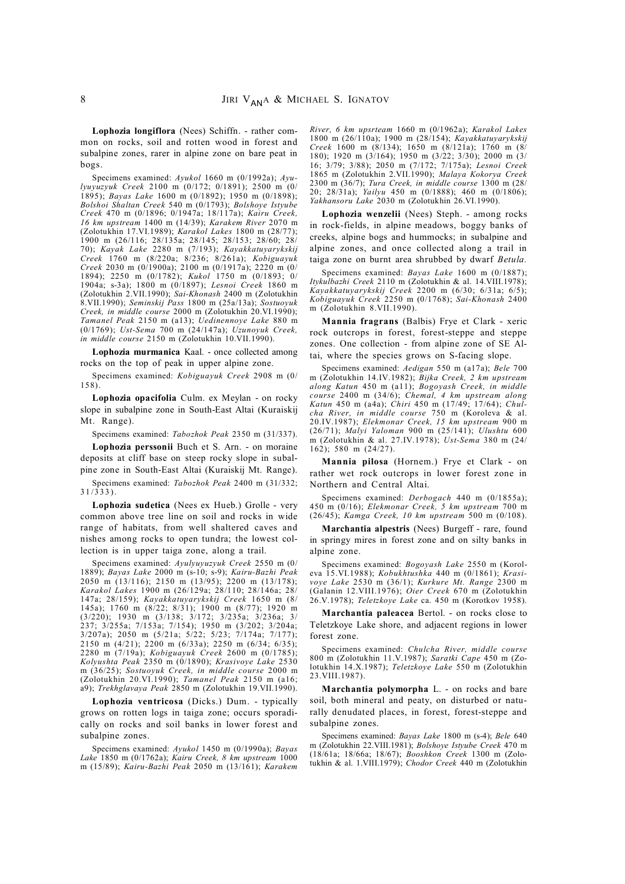**Lophozia longiflora** (Nees) Schiffn. - rather common on rocks, soil and rotten wood in forest and subalpine zones, rarer in alpine zone on bare peat in bogs.

Specimens examined: *Ayukol* 1660 m (0/1992a); *Ayulyuyuzyuk Creek* 2100 m (0/172; 0/1891); 2500 m (0/1895); *Bayas Lake* 1600 m (0/1892); 1950 m (0/1898); *Bolshoi Shaltan Creek* 540 m (0/1793); *Bolshoye Istyube Creek* 470 m (0/1896; 0/1947a; 18/117a); *Kairu Creek, 16 km upstream* 1400 m (14/39); *Karakem River* 2070 m (Zolotukhin 17.VI.1989); *Karakol Lakes* 1800 m (28/77); 1900 m (26/116; 28/135a; 28/145; 28/153; 28/60; 28/70); *Kayak Lake* 2280 m (7/193); *Kayakkatuyarykskij Creek* 1760 m (8/220a; 8/236; 8/261a); *Kobiguayuk Creek* 2030 m (0/1900a); 2100 m (0/1917a); 2220 m (0/1894); 2250 m (0/1782); *Kukol* 1750 m (0/1893; 0/1904a; s-3a); 1800 m (0/1897); *Lesnoi Creek* 1860 m (Zolotukhin 2.VII.1990); *Sai-Khonash* 2400 m (Zolotukhin 8.VII.1990); *Seminskij Pass* 1800 m (25a/13a); *Sostuoyuk Creek, in middle course* 2000 m (Zolotukhin 20.VI.1990); *Tamanel Peak* 2150 m (a13); *Uedinennoye Lake* 880 m (0/1769); *Ust-Sema* 700 m (24/147a); *Uzunoyuk Creek, in middle course* 2150 m (Zolotukhin 10.VII.1990).

**Lophozia murmanica** Kaal. - once collected among rocks on the top of peak in upper alpine zone.

Specimens examined: *Kobiguayuk Creek* 2908 m (0/158).

**Lophozia opacifolia** Culm. ex Meylan - on rocky slope in subalpine zone in South-East Altai (Kuraiskij Mt. Range).

Specimens examined: *Tabozhok Peak* 2350 m (31/337).

**Lophozia perssonii** Buch et S. Arn. - on moraine deposits at cliff base on steep rocky slope in subalpine zone in South-East Altai (Kuraiskij Mt. Range).

Specimens examined: *Tabozhok Peak* 2400 m (31/332; 31/333).

**Lophozia sudetica** (Nees ex Hueb.) Grolle - very common above tree line on soil and rocks in wide range of habitats, from well shaltered caves and nishes among rocks to open tundra; the lowest collection is in upper taiga zone, along a trail.

Specimens examined: *Ayulyuyuzyuk Creek* 2550 m (0/1889); *Bayas Lake* 2000 m (s-10; s-9); *Kairu-Bazhi Peak* 2050 m (13/116); 2150 m (13/95); 2200 m (13/178); *Karakol Lakes* 1900 m (26/129a; 28/110; 28/146a; 28/147a; 28/159); *Kayakkatuyarykskij Creek* 1650 m (8/145a); 1760 m (8/22; 8/31); 1900 m (8/77); 1920 m (3/220); 1930 m (3/138; 3/172; 3/235a; 3/236a; 3/237; 3/255a; 7/153a; 7/154); 1950 m (3/202; 3/204a; 3/207a); 2050 m (5/21a; 5/22; 5/23; 7/174a; 7/177); 2150 m (4/21); 2200 m (6/33a); 2250 m (6/34; 6/35); 2280 m (7/19a); *Kobiguayuk Creek* 2600 m (0/1785); *Kolyushta Peak* 2350 m (0/1890); *Krasivoye Lake* 2530 m (36/25); *Sostuoyuk Creek, in middle course* 2000 m (Zolotukhin 20.VI.1990); *Tamanel Peak* 2150 m (a16; a9); *Trekhglavaya Peak* 2850 m (Zolotukhin 19.VII.1990).

**Lophozia ventricosa** (Dicks.) Dum. - typically grows on rotten logs in taiga zone; occurs sporadically on rocks and soil banks in lower forest and subalpine zones.

Specimens examined: *Ayukol* 1450 m (0/1990a); *Bayas Lake* 1850 m (0/1762a); *Kairu Creek, 8 km upstream* 1000 m (15/89); *Kairu-Bazhi Peak* 2050 m (13/161); *Karakem River, 6 km upsrteam* 1660 m (0/1962a); *Karakol Lakes* 1800 m (26/110a); 1900 m (28/154); *Kayakkatuyarykskij Creek* 1600 m (8/134); 1650 m (8/121a); 1760 m (8/180); 1920 m (3/164); 1950 m (3/22; 3/30); 2000 m (3/16; 3/79; 3/88); 2050 m (7/172; 7/175a); *Lesnoi Creek* 1865 m (Zolotukhin 2.VII.1990); *Malaya Kokorya Creek* 2300 m (36/7); *Tura Creek, in middle course* 1300 m (28/20; 28/31a); *Yailyu* 450 m (0/1888); 460 m (0/1806); *Yakhansoru Lake* 2030 m (Zolotukhin 26.VI.1990).

**Lophozia wenzelii** (Nees) Steph. - among rocks in rock-fields, in alpine meadows, boggy banks of creeks, alpine bogs and hummocks; in subalpine and alpine zones, and once collected along a trail in taiga zone on burnt area shrubbed by dwarf *Betula*.

Specimens examined: *Bayas Lake* 1600 m (0/1887); *Itykulbazhi Creek* 2110 m (Zolotukhin & al. 14.VII.1978); *Kayakkatuyarykskij Creek* 2200 m (6/30; 6/31a; 6/5); *Kobiguayuk Creek* 2250 m (0/1768); *Sai-Khonash* 2400 m (Zolotukhin 8.VII.1990).

**Mannia fragrans** (Balbis) Frye et Clark - xeric rock outcrops in forest, forest-steppe and steppe zones. One collection - from alpine zone of SE Altai, where the species grows on S-facing slope.

Specimens examined: *Aedigan* 550 m (a17a); *Bele* 700 m (Zolotukhin 14.IV.1982); *Bijka Creek, 2 km upstream along Katun* 450 m (a11); *Bogoyash Creek, in middle course* 2400 m (34/6); *Chemal, 4 km upstream along Katun* 450 m (a4a); *Chiri* 450 m (17/49; 17/64); *Chulcha River, in middle course* 750 m (Koroleva & al. 20.IV.1987); *Elekmonar Creek, 15 km upstream* 900 m (26/71); *Malyi Yaloman* 900 m (25/141); *Ulushtu* 600 m (Zolotukhin & al. 27.IX.1978); *Ust-Sema* 380 m (24/162); 580 m (24/27).

**Mannia pilosa** (Hornem.) Frye et Clark - on rather wet rock outcrops in lower forest zone in Northern and Central Altai.

Specimens examined: *Derbogach* 440 m (0/1855a); 450 m (0/16); *Elekmonar Creek, 5 km upstream* 700 m (26/45); *Kamga Creek, 10 km upstream* 500 m (0/108).

**Marchantia alpestris** (Nees) Burgeff - rare, found in springy mires in forest zone and on silty banks in alpine zone.

Specimens examined: *Bogoyash Lake* 2550 m (Koroleva 15.VI.1988); *Kobukhtushka* 440 m (0/1861); *Krasivoye Lake* 2530 m (36/1); *Kurkure Mt. Range* 2300 m (Galanin 12.VIII.1976); *Oier Creek* 670 m (Zolotukhin 26.V.1978); *Teletzkoye Lake* ca. 450 m (Korotkov 1958).

**Marchantia paleacea** Bertol. - on rocks close to Teletzkoye Lake shore, and adjacent regions in lower forest zone.

Specimens examined: *Chulcha River, middle course* 800 m (Zolotukhin 11.V.1987); *Saratki Cape* 450 m (Zolotukhin 14.X.1987); *Teletzkoye Lake* 550 m (Zolotukhin 23.VIII.1987).

**Marchantia polymorpha** L. - on rocks and bare soil, both mineral and peaty, on disturbed or naturally denudated places, in forest, forest-steppe and subalpine zones.

Specimens examined: *Bayas Lake* 1800 m (s-4); *Bele* 640 m (Zolotukhin 22.VIII.1981); *Bolshoye Istyube Creek* 470 m (18/61a; 18/66a; 18/67); *Booshkon Creek* 1300 m (Zolotukhin & al. 1.VIII.1979); *Chodor Creek* 440 m (Zolotukhin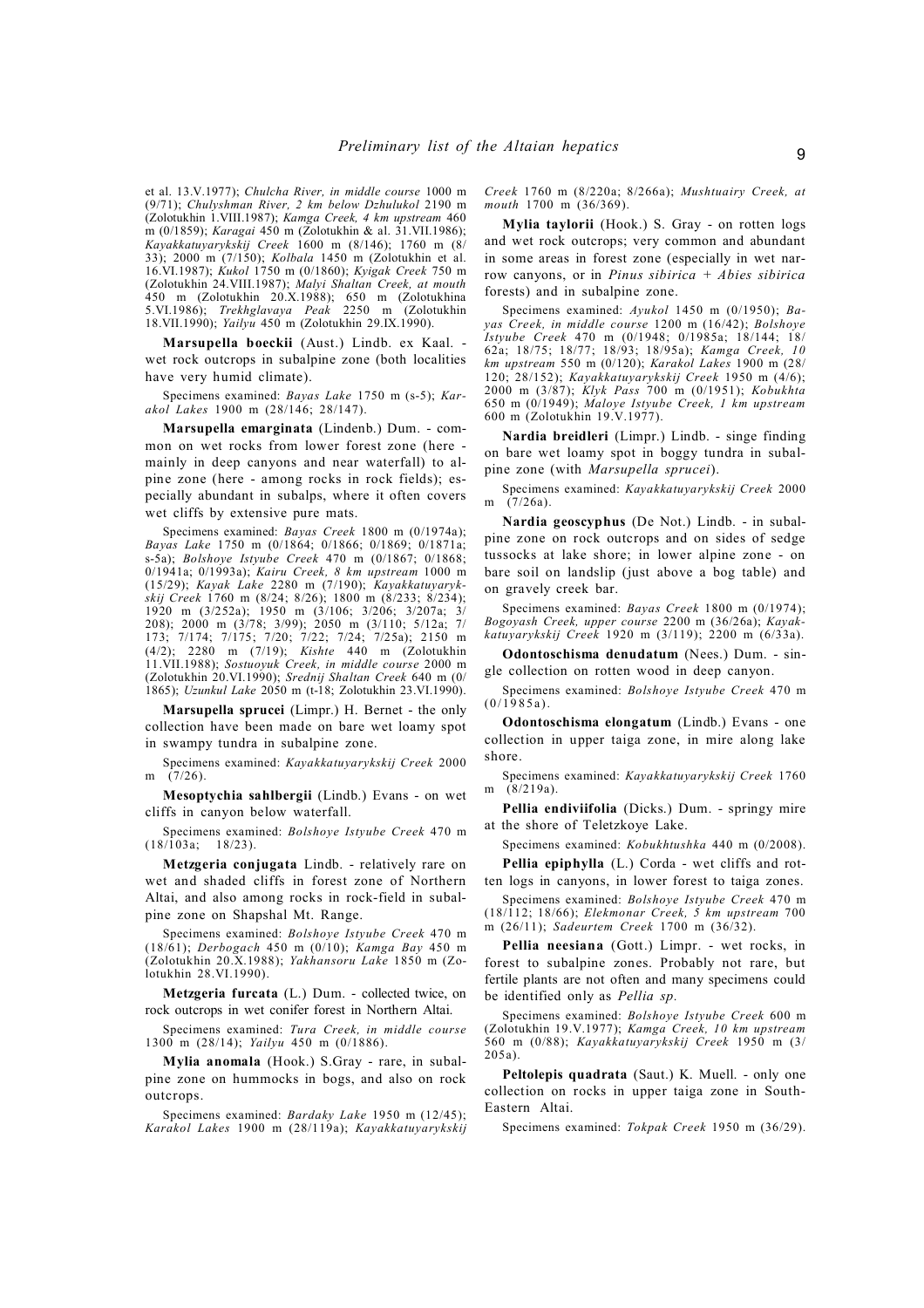et al. 13.V.1977); *Chulcha River, in middle course* 1000 m (9/71); *Chulyshman River, 2 km below Dzhulukol* 2190 m (Zolotukhin 1.VIII.1987); *Kamga Creek, 4 km upstream* 460 m (0/1859); *Karagai* 450 m (Zolotukhin & al. 31.VII.1986); *Kayakkatuyarykskij Creek* 1600 m (8/146); 1760 m (8/33); 2000 m (7/150); *Kolbala* 1450 m (Zolotukhin et al. 16.VI.1987); *Kukol* 1750 m (0/1860); *Kyigak Creek* 750 m (Zolotukhin 24.VIII.1987); *Malyi Shaltan Creek, at mouth* 450 m (Zolotukhin 20.X.1988); 650 m (Zolotukhina 5.VI.1986); *Trekhglavaya Peak* 2250 m (Zolotukhin 18.VII.1990); *Yailyu* 450 m (Zolotukhin 29.IX.1990).

**Marsupella boeckii** (Aust.) Lindb. ex Kaal. - wet rock outcrops in subalpine zone (both localities have very humid climate).

Specimens examined: *Bayas Lake* 1750 m (s-5); *Karakol Lakes* 1900 m (28/146; 28/147).

**Marsupella emarginata** (Lindenb.) Dum. - common on wet rocks from lower forest zone (here - mainly in deep canyons and near waterfall) to alpine zone (here - among rocks in rock fields); especially abundant in subalps, where it often covers wet cliffs by extensive pure mats.

Specimens examined: *Bayas Creek* 1800 m (0/1974a); *Bayas Lake* 1750 m (0/1864; 0/1866; 0/1869; 0/1871a; s-5a); *Bolshoye Istyube Creek* 470 m (0/1867; 0/1868; 0/1941a; 0/1993a); *Kairu Creek, 8 km upstream* 1000 m (15/29); *Kayak Lake* 2280 m (7/190); *Kayakkatuyarykskij Creek* 1760 m (8/24; 8/26); 1800 m (8/233; 8/234); 1920 m (3/252a); 1950 m (3/106; 3/206; 3/207a; 3/208); 2000 m (3/78; 3/99); 2050 m (3/110; 5/12a; 7/173; 7/174; 7/175; 7/20; 7/22; 7/24; 7/25a); 2150 m (4/2); 2280 m (7/19); *Kishte* 440 m (Zolotukhin 11.VII.1988); *Sostuoyuk Creek, in middle course* 2000 m (Zolotukhin 20.VI.1990); *Srednij Shaltan Creek* 640 m (0/1865); *Uzunkul Lake* 2050 m (t-18; Zolotukhin 23.VI.1990).

**Marsupella sprucei** (Limpr.) H. Bernet - the only collection have been made on bare wet loamy spot in swampy tundra in subalpine zone.

Specimens examined: *Kayakkatuyarykskij Creek* 2000 m (7/26).

**Mesoptychia sahlbergii** (Lindb.) Evans - on wet cliffs in canyon below waterfall.

Specimens examined: *Bolshoye Istyube Creek* 470 m (18/103a; 18/23).

**Metzgeria conjugata** Lindb. - relatively rare on wet and shaded cliffs in forest zone of Northern Altai, and also among rocks in rock-field in subalpine zone on Shapshal Mt. Range.

Specimens examined: *Bolshoye Istyube Creek* 470 m (18/61); *Derbogach* 450 m (0/10); *Kamga Bay* 450 m (Zolotukhin 20.X.1988); *Yakhansoru Lake* 1850 m (Zolotukhin 28.VI.1990).

**Metzgeria furcata** (L.) Dum. - collected twice, on rock outcrops in wet conifer forest in Northern Altai.

Specimens examined: *Tura Creek, in middle course* 1300 m (28/14); *Yailyu* 450 m (0/1886).

**Mylia anomala** (Hook.) S.Gray - rare, in subalpine zone on hummocks in bogs, and also on rock outcrops.

Specimens examined: *Bardaky Lake* 1950 m (12/45); *Karakol Lakes* 1900 m (28/119a); *Kayakkatuyarykskij Creek* 1760 m (8/220a; 8/266a); *Mushtuairy Creek, at mouth* 1700 m (36/369).

**Mylia taylorii** (Hook.) S. Gray - on rotten logs and wet rock outcrops; very common and abundant in some areas in forest zone (especially in wet narrow canyons, or in *Pinus sibirica* + *Abies sibirica* forests) and in subalpine zone.

Specimens examined: *Ayukol* 1450 m (0/1950); *Bayas Creek, in middle course* 1200 m (16/42); *Bolshoye Istyube Creek* 470 m (0/1948; 0/1985a; 18/144; 18/62a; 18/75; 18/77; 18/93; 18/95a); *Kamga Creek, 10 km upstream* 550 m (0/120); *Karakol Lakes* 1900 m (28/120; 28/152); *Kayakkatuyarykskij Creek* 1950 m (4/6); 2000 m (3/87); *Klyk Pass* 700 m (0/1951); *Kobukhta* 650 m (0/1949); *Maloye Istyube Creek, 1 km upstream* 600 m (Zolotukhin 19.V.1977).

**Nardia breidleri** (Limpr.) Lindb. - singe finding on bare wet loamy spot in boggy tundra in subalpine zone (with *Marsupella sprucei*).

Specimens examined: *Kayakkatuyarykskij Creek* 2000 m (7/26a).

**Nardia geoscyphus** (De Not.) Lindb. - in subalpine zone on rock outcrops and on sides of sedge tussocks at lake shore; in lower alpine zone - on bare soil on landslip (just above a bog table) and on gravely creek bar.

Specimens examined: *Bayas Creek* 1800 m (0/1974); *Bogoyash Creek, upper course* 2200 m (36/26a); *Kayakkatuyarykskij Creek* 1920 m (3/119); 2200 m (6/33a).

**Odontoschisma denudatum** (Nees.) Dum. - single collection on rotten wood in deep canyon.

Specimens examined: *Bolshoye Istyube Creek* 470 m (0/1985a).

**Odontoschisma elongatum** (Lindb.) Evans - one collection in upper taiga zone, in mire along lake shore.

Specimens examined: *Kayakkatuyarykskij Creek* 1760 m (8/219a).

**Pellia endiviifolia** (Dicks.) Dum. - springy mire at the shore of Teletzkoye Lake.

Specimens examined: *Kobukhtushka* 440 m (0/2008).

**Pellia epiphylla** (L.) Corda - wet cliffs and rotten logs in canyons, in lower forest to taiga zones.

Specimens examined: *Bolshoye Istyube Creek* 470 m (18/112; 18/66); *Elekmonar Creek, 5 km upstream* 700 m (26/11); *Sadeurtem Creek* 1700 m (36/32).

**Pellia neesiana** (Gott.) Limpr. - wet rocks, in forest to subalpine zones. Probably not rare, but fertile plants are not often and many specimens could be identified only as *Pellia sp.*

Specimens examined: *Bolshoye Istyube Creek* 600 m (Zolotukhin 19.V.1977); *Kamga Creek, 10 km upstream* 560 m (0/88); *Kayakkatuyarykskij Creek* 1950 m (3/205a).

**Peltolepis quadrata** (Saut.) K. Muell. - only one collection on rocks in upper taiga zone in South-Eastern Altai.

Specimens examined: *Tokpak Creek* 1950 m (36/29).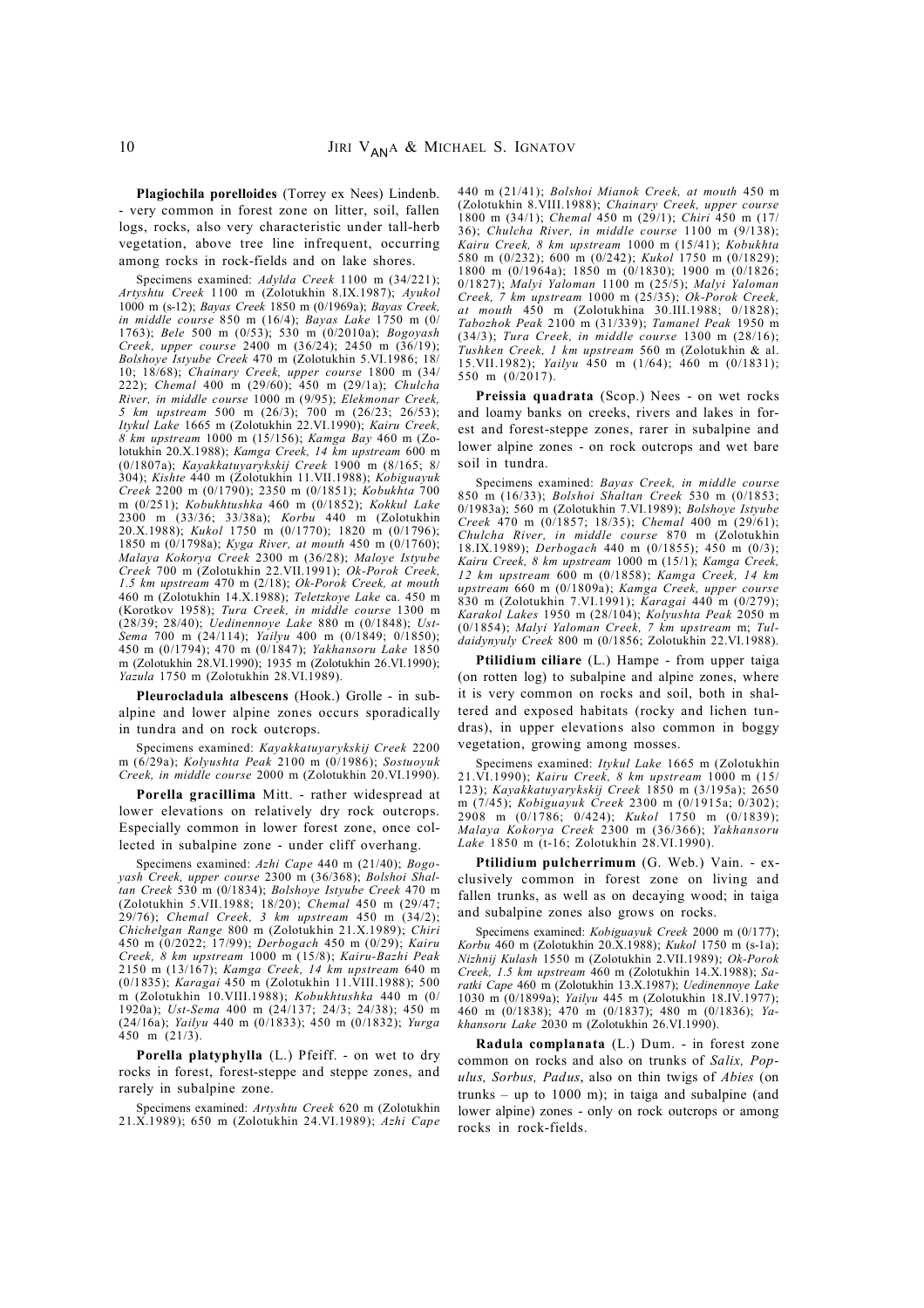**Plagiochila porelloides** (Torrey ex Nees) Lindenb. - very common in forest zone on litter, soil, fallen logs, rocks, also very characteristic under tall-herb vegetation, above tree line infrequent, occurring among rocks in rock-fields and on lake shores.

Specimens examined: *Adylda Creek* 1100 m (34/221); *Artyshtu Creek* 1100 m (Zolotukhin 8.IX.1987); *Ayukol* 1000 m (s-12); *Bayas Creek* 1850 m (0/1969a); *Bayas Creek, in middle course* 850 m (16/4); *Bayas Lake* 1750 m (0/1763); *Bele* 500 m (0/53); 530 m (0/2010a); *Bogoyash Creek, upper course* 2400 m (36/24); 2450 m (36/19); *Bolshoye Istyube Creek* 470 m (Zolotukhin 5.VI.1986; 18/10; 18/68); *Chainary Creek, upper course* 1800 m (34/222); *Chemal* 400 m (29/60); 450 m (29/1a); *Chulcha River, in middle course* 1000 m (9/95); *Elekmonar Creek, 5 km upstream* 500 m (26/3); 700 m (26/23; 26/53); *Itykul Lake* 1665 m (Zolotukhin 22.VI.1990); *Kairu Creek, 8 km upstream* 1000 m (15/156); *Kamga Bay* 460 m (Zolotukhin 20.X.1988); *Kamga Creek, 14 km upstream* 600 m (0/1807a); *Kayakkatuyarykskij Creek* 1900 m (8/165; 8/304); *Kishte* 440 m (Zolotukhin 11.VII.1988); *Kobiguayuk Creek* 2200 m (0/1790); 2350 m (0/1851); *Kobukhta* 700 m (0/251); *Kobukhtushka* 460 m (0/1852); *Kokkul Lake* 2300 m (33/36; 33/38a); *Korbu* 440 m (Zolotukhin 20.X.1988); *Kukol* 1750 m (0/1770); 1820 m (0/1796); 1850 m (0/1798a); *Kyga River, at mouth* 450 m (0/1760); *Malaya Kokorya Creek* 2300 m (36/28); *Maloye Istyube Creek* 700 m (Zolotukhin 22.VII.1991); *Ok-Porok Creek, 1.5 km upstream* 470 m (2/18); *Ok-Porok Creek, at mouth* 460 m (Zolotukhin 14.X.1988); *Teletzkoye Lake* ca. 450 m (Korotkov 1958); *Tura Creek, in middle course* 1300 m (28/39; 28/40); *Uedinennoye Lake* 880 m (0/1848); *Ust-Sema* 700 m (24/114); *Yailyu* 400 m (0/1849; 0/1850); 450 m (0/1794); 470 m (0/1847); *Yakhansoru Lake* 1850 m (Zolotukhin 28.VI.1990); 1935 m (Zolotukhin 26.VI.1990); *Yazula* 1750 m (Zolotukhin 28.VI.1989).

**Pleurocladula albescens** (Hook.) Grolle - in subalpine and lower alpine zones occurs sporadically in tundra and on rock outcrops.

Specimens examined: *Kayakkatuyarykskij Creek* 2200 m (6/29a); *Kolyushta Peak* 2100 m (0/1986); *Sostuoyuk Creek, in middle course* 2000 m (Zolotukhin 20.VI.1990).

**Porella gracillima** Mitt. - rather widespread at lower elevations on relatively dry rock outcrops. Especially common in lower forest zone, once collected in subalpine zone - under cliff overhang.

Specimens examined: *Azhi Cape* 440 m (21/40); *Bogoyash Creek, upper course* 2300 m (36/368); *Bolshoi Shaltan Creek* 530 m (0/1834); *Bolshoye Istyube Creek* 470 m (Zolotukhin 5.VII.1988; 18/20); *Chemal* 450 m (29/47; 29/76); *Chemal Creek, 3 km upstream* 450 m (34/2); *Chichelgan Range* 800 m (Zolotukhin 21.X.1989); *Chiri* 450 m (0/2022; 17/99); *Derbogach* 450 m (0/29); *Kairu Creek, 8 km upstream* 1000 m (15/8); *Kairu-Bazhi Peak* 2150 m (13/167); *Kamga Creek, 14 km upstream* 640 m (0/1835); *Karagai* 450 m (Zolotukhin 11.VIII.1988); 500 m (Zolotukhin 10.VIII.1988); *Kobukhtushka* 440 m (0/1920a); *Ust-Sema* 400 m (24/137; 24/3; 24/38); 450 m (24/16a); *Yailyu* 440 m (0/1833); 450 m (0/1832); *Yurga* 450 m (21/3).

**Porella platyphylla** (L.) Pfeiff. - on wet to dry rocks in forest, forest-steppe and steppe zones, and rarely in subalpine zone.

Specimens examined: *Artyshtu Creek* 620 m (Zolotukhin 21.X.1989); 650 m (Zolotukhin 24.VI.1989); *Azhi Cape* 440 m (21/41); *Bolshoi Mianok Creek, at mouth* 450 m (Zolotukhin 8.VIII.1988); *Chainary Creek, upper course* 1800 m (34/1); *Chemal* 450 m (29/1); *Chiri* 450 m (17/36); *Chulcha River, in middle course* 1100 m (9/138); *Kairu Creek, 8 km upstream* 1000 m (15/41); *Kobukhta* 580 m (0/232); 600 m (0/242); *Kukol* 1750 m (0/1829); 1800 m (0/1964a); 1850 m (0/1830); 1900 m (0/1826; 0/1827); *Malyi Yaloman* 1100 m (25/5); *Malyi Yaloman Creek, 7 km upstream* 1000 m (25/35); *Ok-Porok Creek, at mouth* 450 m (Zolotukhina 30.III.1988; 0/1828); *Tabozhok Peak* 2100 m (31/339); *Tamanel Peak* 1950 m (34/3); *Tura Creek, in middle course* 1300 m (28/16); *Tushken Creek, 1 km upstream* 560 m (Zolotukhin & al. 15.VII.1982); *Yailyu* 450 m (1/64); 460 m (0/1831); 550 m (0/2017).

**Preissia quadrata** (Scop.) Nees - on wet rocks and loamy banks on creeks, rivers and lakes in forest and forest-steppe zones, rarer in subalpine and lower alpine zones - on rock outcrops and wet bare soil in tundra.

Specimens examined: *Bayas Creek, in middle course* 850 m (16/33); *Bolshoi Shaltan Creek* 530 m (0/1853; 0/1983a); 560 m (Zolotukhin 7.VI.1989); *Bolshoye Istyube Creek* 470 m (0/1857; 18/35); *Chemal* 400 m (29/61); *Chulcha River, in middle course* 870 m (Zolotukhin 18.IX.1989); *Derbogach* 440 m (0/1855); 450 m (0/3); *Kairu Creek, 8 km upstream* 1000 m (15/1); *Kamga Creek, 12 km upstream* 600 m (0/1858); *Kamga Creek, 14 km upstream* 660 m (0/1809a); *Kamga Creek, upper course* 830 m (Zolotukhin 7.VI.1991); *Karagai* 440 m (0/279); *Karakol Lakes* 1950 m (28/104); *Kolyushta Peak* 2050 m (0/1854); *Malyi Yaloman Creek, 7 km upstream* m; *Tuldaidynyuly Creek* 800 m (0/1856; Zolotukhin 22.VI.1988).

**Ptilidium ciliare** (L.) Hampe - from upper taiga (on rotten log) to subalpine and alpine zones, where it is very common on rocks and soil, both in sheltered and exposed habitats (rocky and lichen tundras), in upper elevations also common in boggy vegetation, growing among mosses.

Specimens examined: *Itykul Lake* 1665 m (Zolotukhin 21.VI.1990); *Kairu Creek, 8 km upstream* 1000 m (15/123); *Kayakkatuyarykskij Creek* 1850 m (3/195a); 2650 m (7/45); *Kobiguayuk Creek* 2300 m (0/1915a; 0/302); 2908 m (0/1786; 0/424); *Kukol* 1750 m (0/1839); *Malaya Kokorya Creek* 2300 m (36/366); *Yakhansoru Lake* 1850 m (t-16; Zolotukhin 28.VI.1990).

**Ptilidium pulcherrimum** (G. Web.) Vain. - exclusively common in forest zone on living and fallen trunks, as well as on decaying wood; in taiga and subalpine zones also grows on rocks.

Specimens examined: *Kobiguayuk Creek* 2000 m (0/177); *Korbu* 460 m (Zolotukhin 20.X.1988); *Kukol* 1750 m (s-1a); *Nizhnij Kulash* 1550 m (Zolotukhin 2.VII.1989); *Ok-Porok Creek, 1.5 km upstream* 460 m (Zolotukhin 14.X.1988); *Saratki Cape* 460 m (Zolotukhin 13.X.1987); *Uedinennoye Lake* 1030 m (0/1899a); *Yailyu* 445 m (Zolotukhin 18.IV.1977); 460 m (0/1838); 470 m (0/1837); 480 m (0/1836); *Yakhansoru Lake* 2030 m (Zolotukhin 26.VI.1990).

**Radula complanata** (L.) Dum. - in forest zone common on rocks and also on trunks of *Salix, Populus, Sorbus, Padus*, also on thin twigs of *Abies* (on trunks – up to 1000 m); in taiga and subalpine (and lower alpine) zones - only on rock outcrops or among rocks in rock-fields.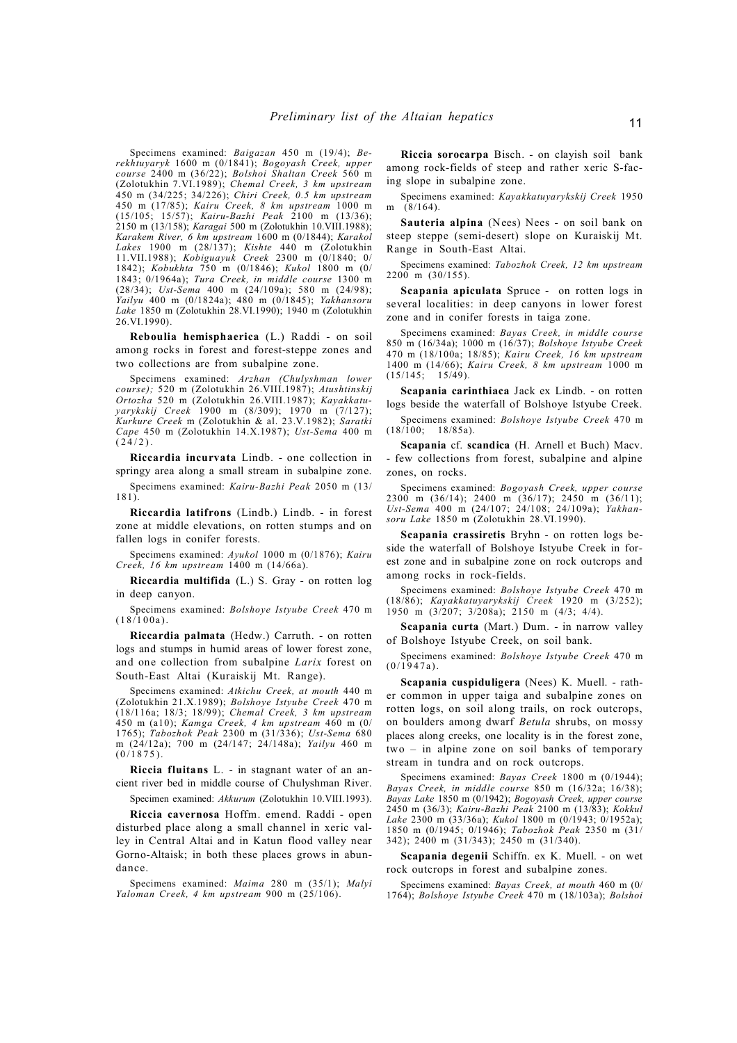Specimens examined: *Baigazan* 450 m (19/4); *Berekhtuyaryk* 1600 m (0/1841); *Bogoyash Creek, upper course* 2400 m (36/22); *Bolshoi Shaltan Creek* 560 m (Zolotukhin 7.VI.1989); *Chemal Creek, 3 km upstream* 450 m (34/225; 34/226); *Chiri Creek, 0.5 km upstream* 450 m (17/85); *Kairu Creek, 8 km upstream* 1000 m (15/105; 15/57); *Kairu-Bazhi Peak* 2100 m (13/36); 2150 m (13/158); *Karagai* 500 m (Zolotukhin 10.VIII.1988); *Karakem River, 6 km upstream* 1600 m (0/1844); *Karakol Lakes* 1900 m (28/137); *Kishte* 440 m (Zolotukhin 11.VII.1988); *Kobiguayuk Creek* 2300 m (0/1840; 0/1842); *Kobukhta* 750 m (0/1846); *Kukol* 1800 m (0/1843; 0/1964a); *Tura Creek, in middle course* 1300 m (28/34); *Ust-Sema* 400 m (24/109a); 580 m (24/98); *Yailyu* 400 m (0/1824a); 480 m (0/1845); *Yakhansoru Lake* 1850 m (Zolotukhin 28.VI.1990); 1940 m (Zolotukhin 26.VI.1990).

**Reboulia hemisphaerica** (L.) Raddi - on soil among rocks in forest and forest-steppe zones and two collections are from subalpine zone.

Specimens examined: *Arzhan (Chulyshman lower course);* 520 m (Zolotukhin 26.VIII.1987); *Atushtinskij Ortozha* 520 m (Zolotukhin 26.VIII.1987); *Kayakkatuyarykskij Creek* 1900 m (8/309); 1970 m (7/127); *Kurkure Creek* m (Zolotukhin & al. 23.V.1982); *Saratki Cape* 450 m (Zolotukhin 14.X.1987); *Ust-Sema* 400 m (24/2).

**Riccardia incurvata** Lindb. - one collection in springy area along a small stream in subalpine zone.

Specimens examined: *Kairu-Bazhi Peak* 2050 m (13/181).

**Riccardia latifrons** (Lindb.) Lindb. - in forest zone at middle elevations, on rotten stumps and on fallen logs in conifer forests.

Specimens examined: *Ayukol* 1000 m (0/1876); *Kairu Creek, 16 km upstream* 1400 m (14/66a).

**Riccardia multifida** (L.) S. Gray - on rotten log in deep canyon.

Specimens examined: *Bolshoye Istyube Creek* 470 m (18/100a).

**Riccardia palmata** (Hedw.) Carruth. - on rotten logs and stumps in humid areas of lower forest zone, and one collection from subalpine *Larix* forest on South-East Altai (Kuraiskij Mt. Range).

Specimens examined: *Atkichu Creek, at mouth* 440 m (Zolotukhin 21.X.1989); *Bolshoye Istyube Creek* 470 m (18/116a; 18/3; 18/99); *Chemal Creek, 3 km upstream* 450 m (a10); *Kamga Creek, 4 km upstream* 460 m (0/1765); *Tabozhok Peak* 2300 m (31/336); *Ust-Sema* 680 m (24/12a); 700 m (24/147; 24/148a); *Yailyu* 460 m (0/1875).

**Riccia fluitans** L. - in stagnant water of an ancient river bed in middle course of Chulyshman River.

Specimen examined: *Akkurum* (Zolotukhin 10.VIII.1993).

**Riccia cavernosa** Hoffm. emend. Raddi - open disturbed place along a small channel in xeric valley in Central Altai and in Katun flood valley near Gorno-Altaisk; in both these places grows in abundance.

Specimens examined: *Maima* 280 m (35/1); *Malyi Yaloman Creek, 4 km upstream* 900 m (25/106).

**Riccia sorocarpa** Bisch. - on clayish soil bank among rock-fields of steep and rather xeric S-facing slope in subalpine zone.

Specimens examined: *Kayakkatuyarykskij Creek* 1950 m (8/164).

**Sauteria alpina** (Nees) Nees - on soil bank on steep steppe (semi-desert) slope on Kuraiskij Mt. Range in South-East Altai.

Specimens examined: *Tabozhok Creek, 12 km upstream* 2200 m (30/155).

**Scapania apiculata** Spruce - on rotten logs in several localities: in deep canyons in lower forest zone and in conifer forests in taiga zone.

Specimens examined: *Bayas Creek, in middle course* 850 m (16/34a); 1000 m (16/37); *Bolshoye Istyube Creek* 470 m (18/100a; 18/85); *Kairu Creek, 16 km upstream* 1400 m (14/66); *Kairu Creek, 8 km upstream* 1000 m (15/145; 15/49).

**Scapania carinthiaca** Jack ex Lindb. - on rotten logs beside the waterfall of Bolshoye Istyube Creek.

Specimens examined: *Bolshoye Istyube Creek* 470 m (18/100; 18/85a).

**Scapania** cf. **scandica** (H. Arnell et Buch) Macv. - few collections from forest, subalpine and alpine zones, on rocks.

Specimens examined: *Bogoyash Creek, upper course* 2300 m (36/14); 2400 m (36/17); 2450 m (36/11); *Ust-Sema* 400 m (24/107; 24/108; 24/109a); *Yakhansoru Lake* 1850 m (Zolotukhin 28.VI.1990).

**Scapania crassiretis** Bryhn - on rotten logs beside the waterfall of Bolshoye Istyube Creek in forest zone and in subalpine zone on rock outcrops and among rocks in rock-fields.

Specimens examined: *Bolshoye Istyube Creek* 470 m (18/86); *Kayakkatuyarykskij Creek* 1920 m (3/252); 1950 m (3/207; 3/208a); 2150 m (4/3; 4/4).

**Scapania curta** (Mart.) Dum. - in narrow valley of Bolshoye Istyube Creek, on soil bank.

Specimens examined: *Bolshoye Istyube Creek* 470 m (0/1947a).

**Scapania cuspiduligera** (Nees) K. Muell. - rather common in upper taiga and subalpine zones on rotten logs, on soil along trails, on rock outcrops, on boulders among dwarf *Betula* shrubs, on mossy places along creeks, one locality is in the forest zone, two – in alpine zone on soil banks of temporary stream in tundra and on rock outcrops.

Specimens examined: *Bayas Creek* 1800 m (0/1944); *Bayas Creek, in middle course* 850 m (16/32a; 16/38); *Bayas Lake* 1850 m (0/1942); *Bogoyash Creek, upper course* 2450 m (36/3); *Kairu-Bazhi Peak* 2100 m (13/83); *Kokkul Lake* 2300 m (33/36a); *Kukol* 1800 m (0/1943; 0/1952a); 1850 m (0/1945; 0/1946); *Tabozhok Peak* 2350 m (31/342); 2400 m (31/343); 2450 m (31/340).

**Scapania degenii** Schiffn. ex K. Muell. - on wet rock outcrops in forest and subalpine zones.

Specimens examined: *Bayas Creek, at mouth* 460 m (0/1764); *Bolshoye Istyube Creek* 470 m (18/103a); *Bolshoi*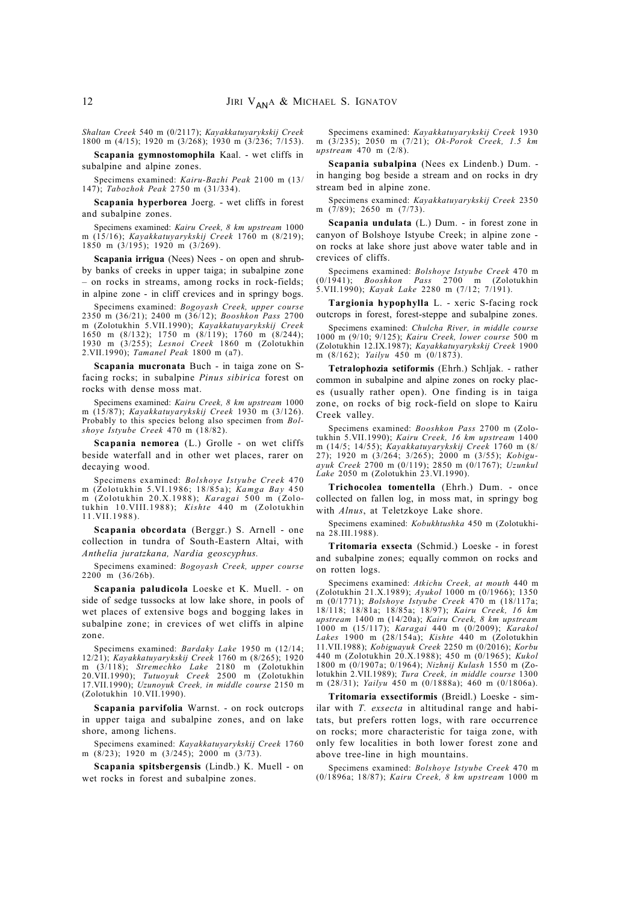*Shaltan Creek* 540 m (0/2117); *Kayakkatuyarykskij Creek* 1800 m (4/15); 1920 m (3/268); 1930 m (3/236; 7/153).

**Scapania gymnostomophila** Kaal. - wet cliffs in subalpine and alpine zones.

Specimens examined: *Kairu-Bazhi Peak* 2100 m (13/147); *Tabozhok Peak* 2750 m (31/334).

**Scapania hyperborea** Joerg. - wet cliffs in forest and subalpine zones.

Specimens examined: *Kairu Creek, 8 km upstream* 1000 m (15/16); *Kayakkatuyarykskij Creek* 1760 m (8/219); 1850 m (3/195); 1920 m (3/269).

**Scapania irrigua** (Nees) Nees - on open and shrubby banks of creeks in upper taiga; in subalpine zone – on rocks in streams, among rocks in rock-fields; in alpine zone - in cliff crevices and in springy bogs.

Specimens examined: *Bogoyash Creek, upper course* 2350 m (36/21); 2400 m (36/12); *Booshkon Pass* 2700 m (Zolotukhin 5.VII.1990); *Kayakkatuyarykskij Creek* 1650 m (8/132); 1750 m (8/119); 1760 m (8/244); 1930 m (3/255); *Lesnoi Creek* 1860 m (Zolotukhin 2.VII.1990); *Tamanel Peak* 1800 m (a7).

**Scapania mucronata** Buch - in taiga zone on S-facing rocks; in subalpine *Pinus sibirica* forest on rocks with dense moss mat.

Specimens examined: *Kairu Creek, 8 km upstream* 1000 m (15/87); *Kayakkatuyarykskij Creek* 1930 m (3/126). Probably to this species belong also specimen from *Bolshoye Istyube Creek* 470 m (18/82).

**Scapania nemorea** (L.) Grolle - on wet cliffs beside waterfall and in other wet places, rarer on decaying wood.

Specimens examined: *Bolshoye Istyube Creek* 470 m (Zolotukhin 5.VI.1986; 18/85a); *Kamga Bay* 450 m (Zolotukhin 20.X.1988); *Karagai* 500 m (Zolotukhin 10.VIII.1988); *Kishte* 440 m (Zolotukhin 11.VII.1988).

**Scapania obcordata** (Berggr.) S. Arnell - one collection in tundra of South-Eastern Altai, with *Anthelia juratzkana, Nardia geoscyphus.*

Specimens examined: *Bogoyash Creek, upper course* 2200 m (36/26b).

**Scapania paludicola** Loeske et K. Muell. - on side of sedge tussocks at low lake shore, in pools of wet places of extensive bogs and bogging lakes in subalpine zone; in crevices of wet cliffs in alpine zone.

Specimens examined: *Bardaky Lake* 1950 m (12/14; 12/21); *Kayakkatuyarykskij Creek* 1760 m (8/265); 1920 m (3/118); *Stremechko Lake* 2180 m (Zolotukhin 20.VII.1990); *Tutuoyuk Creek* 2500 m (Zolotukhin 17.VII.1990); *Uzunoyuk Creek, in middle course* 2150 m (Zolotukhin 10.VII.1990).

**Scapania parvifolia** Warnst. - on rock outcrops in upper taiga and subalpine zones, and on lake shore, among lichens.

Specimens examined: *Kayakkatuyarykskij Creek* 1760 m (8/23); 1920 m (3/245); 2000 m (3/73).

**Scapania spitsbergensis** (Lindb.) K. Muell - on wet rocks in forest and subalpine zones.

Specimens examined: *Kayakkatuyarykskij Creek* 1930 m (3/235); 2050 m (7/21); *Ok-Porok Creek, 1.5 km upstream* 470 m (2/8).

**Scapania subalpina** (Nees ex Lindenb.) Dum. - in hanging bog beside a stream and on rocks in dry stream bed in alpine zone.

Specimens examined: *Kayakkatuyarykskij Creek* 2350 m (7/89); 2650 m (7/73).

**Scapania undulata** (L.) Dum. - in forest zone in canyon of Bolshoye Istyube Creek; in alpine zone - on rocks at lake shore just above water table and in crevices of cliffs.

Specimens examined: *Bolshoye Istyube Creek* 470 m (0/1941); *Booshkon Pass* 2700 m (Zolotukhin 5.VII.1990); *Kayak Lake* 2280 m (7/12; 7/191).

**Targionia hypophylla** L. - xeric S-facing rock outcrops in forest, forest-steppe and subalpine zones.

Specimens examined: *Chulcha River, in middle course* 1000 m (9/10; 9/125); *Kairu Creek, lower course* 500 m (Zolotukhin 12.IX.1987); *Kayakkatuyarykskij Creek* 1900 m (8/162); *Yailyu* 450 m (0/1873).

**Tetralophozia setiformis** (Ehrh.) Schljak. - rather common in subalpine and alpine zones on rocky places (usually rather open). One finding is in taiga zone, on rocks of big rock-field on slope to Kairu Creek valley.

Specimens examined: *Booshkon Pass* 2700 m (Zolotukhin 5.VII.1990); *Kairu Creek, 16 km upstream* 1400 m (14/5; 14/55); *Kayakkatuyarykskij Creek* 1760 m (8/27); 1920 m (3/264; 3/265); 2000 m (3/55); *Kobiguayuk Creek* 2700 m (0/119); 2850 m (0/1767); *Uzunkul Lake* 2050 m (Zolotukhin 23.VI.1990).

**Trichocolea tomentella** (Ehrh.) Dum. - once collected on fallen log, in moss mat, in springy bog with *Alnus*, at Teletzkoye Lake shore.

Specimens examined: *Kobukhtushka* 450 m (Zolotukhina 28.III.1988).

**Tritomaria exsecta** (Schmid.) Loeske - in forest and subalpine zones; equally common on rocks and on rotten logs.

Specimens examined: *Atkichu Creek, at mouth* 440 m (Zolotukhin 21.X.1989); *Ayukol* 1000 m (0/1966); 1350 m (0/1771); *Bolshoye Istyube Creek* 470 m (18/117a; 18/118; 18/81a; 18/85a; 18/97); *Kairu Creek, 16 km upstream* 1400 m (14/20a); *Kairu Creek, 8 km upstream* 1000 m (15/117); *Karagai* 440 m (0/2009); *Karakol Lakes* 1900 m (28/154a); *Kishte* 440 m (Zolotukhin 11.VII.1988); *Kobiguayuk Creek* 2250 m (0/2016); *Korbu* 440 m (Zolotukhin 20.X.1988); 450 m (0/1965); *Kukol* 1800 m (0/1907a; 0/1964); *Nizhnij Kulash* 1550 m (Zolotukhin 2.VII.1989); *Tura Creek, in middle course* 1300 m (28/31); *Yailyu* 450 m (0/1888a); 460 m (0/1806a).

**Tritomaria exsectiformis** (Breidl.) Loeske - similar with *T. exsecta* in altitudinal range and habitats, but prefers rotten logs, with rare occurrence on rocks; more characteristic for taiga zone, with only few localities in both lower forest zone and above tree-line in high mountains.

Specimens examined: *Bolshoye Istyube Creek* 470 m (0/1896a; 18/87); *Kairu Creek, 8 km upstream* 1000 m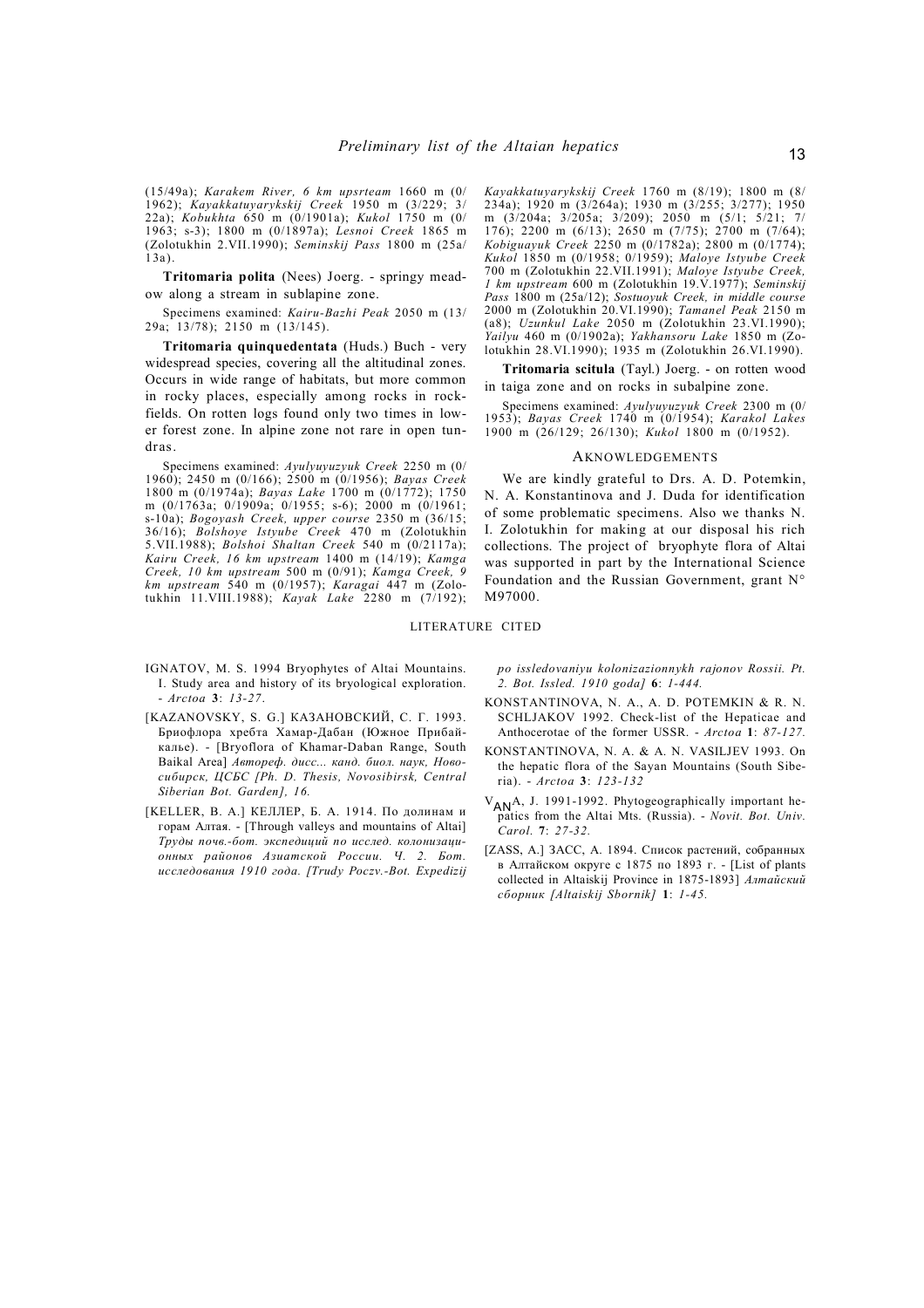(15/49a); *Karakem River, 6 km upsrteam* 1660 m (0/1962); *Kayakkatuyarykskij Creek* 1950 m (3/229; 3/22a); *Kobukhta* 650 m (0/1901a); *Kukol* 1750 m (0/1963; s-3); 1800 m (0/1897a); *Lesnoi Creek* 1865 m (Zolotukhin 2.VII.1990); *Seminskij Pass* 1800 m (25a/13a).

**Tritomaria polita** (Nees) Joerg. - springy meadow along a stream in sublapine zone.

Specimens examined: *Kairu-Bazhi Peak* 2050 m (13/29a; 13/78); 2150 m (13/145).

**Tritomaria quinquedentata** (Huds.) Buch - very widespread species, covering all the altitudinal zones. Occurs in wide range of habitats, but more common in rocky places, especially among rocks in rockfields. On rotten logs found only two times in lower forest zone. In alpine zone not rare in open tundras.

Specimens examined: *Ayulyuyuzyuk Creek* 2250 m (0/1960); 2450 m (0/166); 2500 m (0/1956); *Bayas Creek* 1800 m (0/1974a); *Bayas Lake* 1700 m (0/1772); 1750 m (0/1763a; 0/1909a; 0/1955; s-6); 2000 m (0/1961; s-10a); *Bogoyash Creek, upper course* 2350 m (36/15; 36/16); *Bolshoye Istyube Creek* 470 m (Zolotukhin 5.VII.1988); *Bolshoi Shaltan Creek* 540 m (0/2117a); *Kairu Creek, 16 km upstream* 1400 m (14/19); *Kamga Creek, 10 km upstream* 500 m (0/91); *Kamga Creek, 9 km upstream* 540 m (0/1957); *Karagai* 447 m (Zolotukhin 11.VIII.1988); *Kayak Lake* 2280 m (7/192); *Kayakkatuyarykskij Creek* 1760 m (8/19); 1800 m (8/234a); 1920 m (3/264a); 1930 m (3/255; 3/277); 1950 m (3/204a; 3/205a; 3/209); 2050 m (5/1; 5/21; 7/176); 2200 m (6/13); 2650 m (7/75); 2700 m (7/64); *Kobiguayuk Creek* 2250 m (0/1782a); 2800 m (0/1774); *Kukol* 1850 m (0/1958; 0/1959); *Maloye Istyube Creek* 700 m (Zolotukhin 22.VII.1991); *Maloye Istyube Creek, 1 km upstream* 600 m (Zolotukhin 19.V.1977); *Seminskij Pass* 1800 m (25a/12); *Sostuoyuk Creek, in middle course* 2000 m (Zolotukhin 20.VI.1990); *Tamanel Peak* 2150 m (a8); *Uzunkul Lake* 2050 m (Zolotukhin 23.VI.1990); *Yailyu* 460 m (0/1902a); *Yakhansoru Lake* 1850 m (Zolotukhin 28.VI.1990); 1935 m (Zolotukhin 26.VI.1990).

**Tritomaria scitula** (Tayl.) Joerg. - on rotten wood in taiga zone and on rocks in subalpine zone.

Specimens examined: *Ayulyuyuzyuk Creek* 2300 m (0/1953); *Bayas Creek* 1740 m (0/1954); *Karakol Lakes* 1900 m (26/129; 26/130); *Kukol* 1800 m (0/1952).

## AKNOWLEDGEMENTS

We are kindly grateful to Drs. A. D. Potemkin, N. A. Konstantinova and J. Duda for identification of some problematic specimens. Also we thanks N. I. Zolotukhin for making at our disposal his rich collections. The project of bryophyte flora of Altai was supported in part by the International Science Foundation and the Russian Government, grant N° M97000.

## LITERATURE CITED

IGNATOV, M. S. 1994 Bryophytes of Altai Mountains. I. Study area and history of its bryological exploration. - *Arctoa* **3**: *13-27*.

[KAZANOVSKY, S. G.] КАЗАНОВСКИЙ, С. Г. 1993. Бриофлора хребта Хамар-Дабан (Южное Прибайкалье). - [Bryoflora of Khamar-Daban Range, South Baikal Area] *Автореф. дисс... канд. биол. наук, Новосибирск, ЦСБС [Ph. D. Thesis, Novosibirsk, Central Siberian Bot. Garden], 16.*

[KELLER, B. A.] КЕЛЛЕР, Б. А. 1914. По долинам и горам Алтая. - [Through valleys and mountains of Altai] *Труды почв.-бот. экспедиций по исслед. колонизационных районов Азиатской России. Ч. 2. Бот. исследования 1910 года. [Trudy Poczv.-Bot. Expedizij po issledovaniyu kolonizazionnykh rajonov Rossii. Pt. 2. Bot. Issled. 1910 goda]* **6**: *1-444.*

KONSTANTINOVA, N. A., A. D. POTEMKIN & R. N. SCHLJAKOV 1992. Check-list of the Hepaticae and Anthocerotae of the former USSR. - *Arctoa* **1**: *87-127.*

KONSTANTINOVA, N. A. & A. N. VASILJEV 1993. On the hepatic flora of the Sayan Mountains (South Siberia). - *Arctoa* **3**: *123-132*

VANA, J. 1991-1992. Phytogeographically important hepatics from the Altai Mts. (Russia). - *Novit. Bot. Univ. Carol.* **7**: *27-32.*

[ZASS, A.] ЗАСС, А. 1894. Список растений, собранных в Алтайском округе с 1875 по 1893 г. - [List of plants collected in Altaiskij Province in 1875-1893] *Алтайский сборник [Altaiskij Sbornik]* **1**: *1-45.*